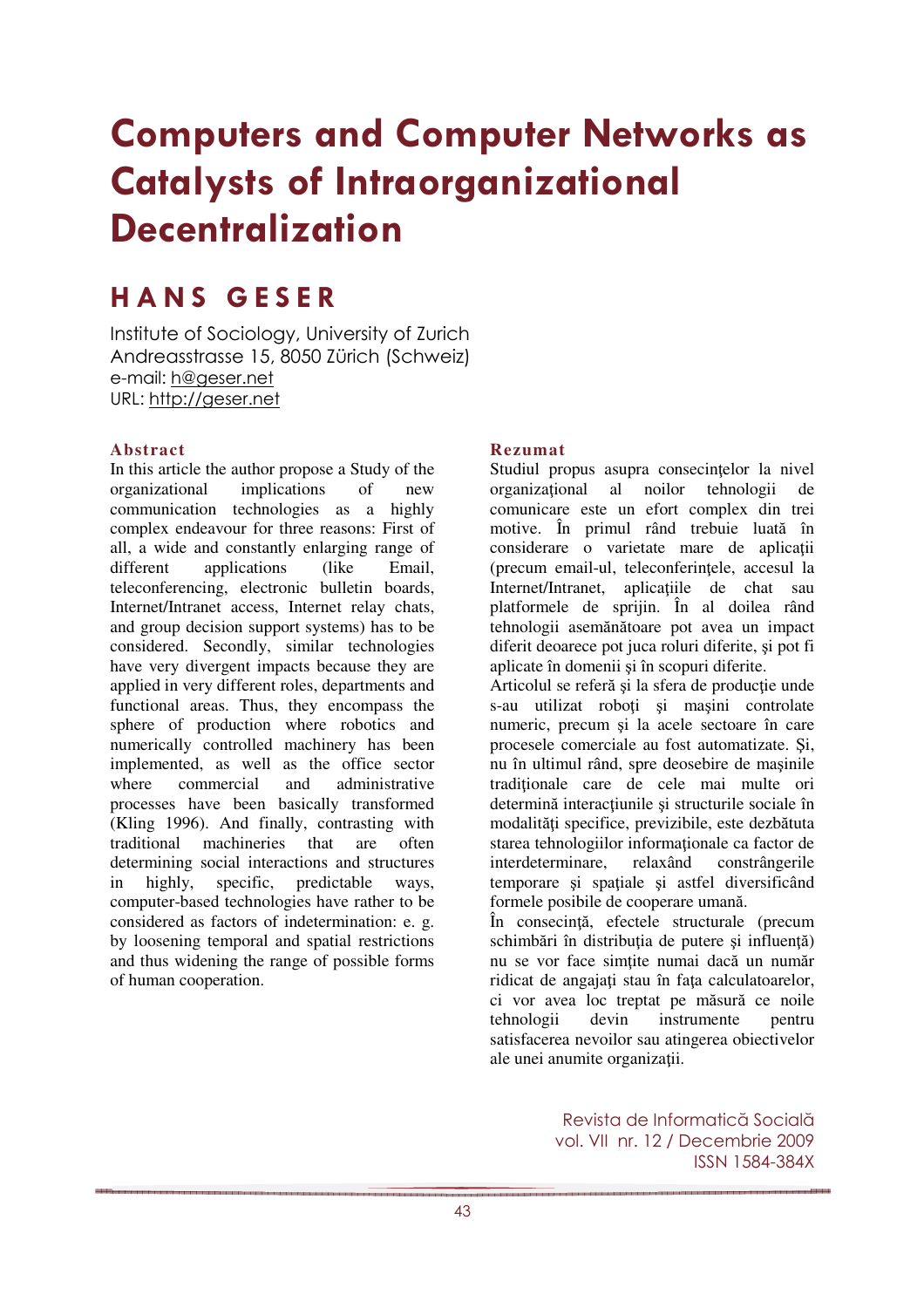# Computers and Computer Networks as Catalysts of Intraorganizational Decentralization

## HANS GESER

Institute of Sociology, University of Zurich
Andreasstrasse 15, 8050 Zürich (Schweiz)
e-mail: h@geser.net
URL: http://geser.net

### Abstract

In this article the author propose a Study of the organizational implications of new communication technologies as a highly complex endeavour for three reasons: First of all, a wide and constantly enlarging range of different applications (like Email, teleconferencing, electronic bulletin boards, Internet/Intranet access, Internet relay chats, and group decision support systems) has to be considered. Secondly, similar technologies have very divergent impacts because they are applied in very different roles, departments and functional areas. Thus, they encompass the sphere of production where robotics and numerically controlled machinery has been implemented, as well as the office sector where commercial and administrative processes have been basically transformed (Kling 1996). And finally, contrasting with traditional machineries that are often determining social interactions and structures in highly, specific, predictable ways, computer-based technologies have rather to be considered as factors of indetermination: e. g. by loosening temporal and spatial restrictions and thus widening the range of possible forms of human cooperation.

### Rezumat

Studiul propus asupra consecinţelor la nivel organizaţional al noilor tehnologii de comunicare este un efort complex din trei motive. În primul rând trebuie luată în considerare o varietate mare de aplicaţii (precum email-ul, teleconferinţele, accesul la Internet/Intranet, aplicaţiile de chat sau platformele de sprijin. În al doilea rând tehnologii asemănătoare pot avea un impact diferit deoarece pot juca roluri diferite, şi pot fi aplicate în domenii şi în scopuri diferite.

Articolul se referă şi la sfera de producţie unde s-au utilizat roboţi şi maşini controlate numeric, precum şi la acele sectoare în care procesele comerciale au fost automatizate. Şi, nu în ultimul rând, spre deosebire de maşinile tradiţionale care de cele mai multe ori determină interacţiunile şi structurile sociale în modalităţi specifice, previzibile, este dezbătuta starea tehnologiilor informaţionale ca factor de interdeterminare, relaxând constrângerile temporare şi spaţiale şi astfel diversificând formele posibile de cooperare umană.

În consecinţă, efectele structurale (precum schimbări în distribuţia de putere şi influenţă) nu se vor face simţite numai dacă un număr ridicat de angajaţi stau în faţa calculatoarelor, ci vor avea loc treptat pe măsură ce noile tehnologii devin instrumente pentru satisfacerea nevoilor sau atingerea obiectivelor ale unei anumite organizaţii.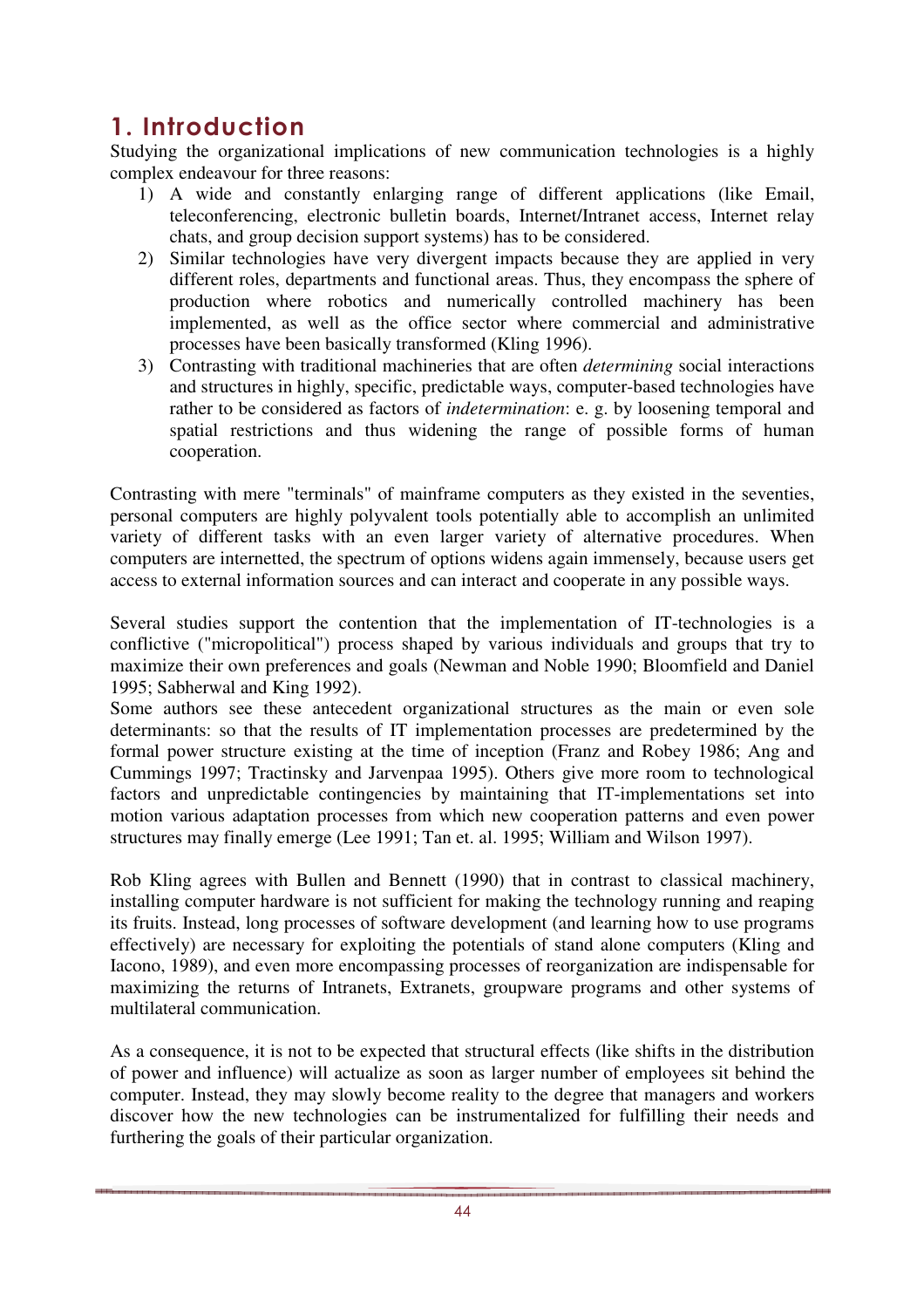# 1. Introduction

Studying the organizational implications of new communication technologies is a highly complex endeavour for three reasons:

1) A wide and constantly enlarging range of different applications (like Email, teleconferencing, electronic bulletin boards, Internet/Intranet access, Internet relay chats, and group decision support systems) has to be considered.
2) Similar technologies have very divergent impacts because they are applied in very different roles, departments and functional areas. Thus, they encompass the sphere of production where robotics and numerically controlled machinery has been implemented, as well as the office sector where commercial and administrative processes have been basically transformed (Kling 1996).
3) Contrasting with traditional machineries that are often *determining* social interactions and structures in highly, specific, predictable ways, computer-based technologies have rather to be considered as factors of *indetermination*: e. g. by loosening temporal and spatial restrictions and thus widening the range of possible forms of human cooperation.

Contrasting with mere "terminals" of mainframe computers as they existed in the seventies, personal computers are highly polyvalent tools potentially able to accomplish an unlimited variety of different tasks with an even larger variety of alternative procedures. When computers are internetted, the spectrum of options widens again immensely, because users get access to external information sources and can interact and cooperate in any possible ways.

Several studies support the contention that the implementation of IT-technologies is a conflictive ("micropolitical") process shaped by various individuals and groups that try to maximize their own preferences and goals (Newman and Noble 1990; Bloomfield and Daniel 1995; Sabherwal and King 1992).
Some authors see these antecedent organizational structures as the main or even sole determinants: so that the results of IT implementation processes are predetermined by the formal power structure existing at the time of inception (Franz and Robey 1986; Ang and Cummings 1997; Tractinsky and Jarvenpaa 1995). Others give more room to technological factors and unpredictable contingencies by maintaining that IT-implementations set into motion various adaptation processes from which new cooperation patterns and even power structures may finally emerge (Lee 1991; Tan et. al. 1995; William and Wilson 1997).

Rob Kling agrees with Bullen and Bennett (1990) that in contrast to classical machinery, installing computer hardware is not sufficient for making the technology running and reaping its fruits. Instead, long processes of software development (and learning how to use programs effectively) are necessary for exploiting the potentials of stand alone computers (Kling and Iacono, 1989), and even more encompassing processes of reorganization are indispensable for maximizing the returns of Intranets, Extranets, groupware programs and other systems of multilateral communication.

As a consequence, it is not to be expected that structural effects (like shifts in the distribution of power and influence) will actualize as soon as larger number of employees sit behind the computer. Instead, they may slowly become reality to the degree that managers and workers discover how the new technologies can be instrumentalized for fulfilling their needs and furthering the goals of their particular organization.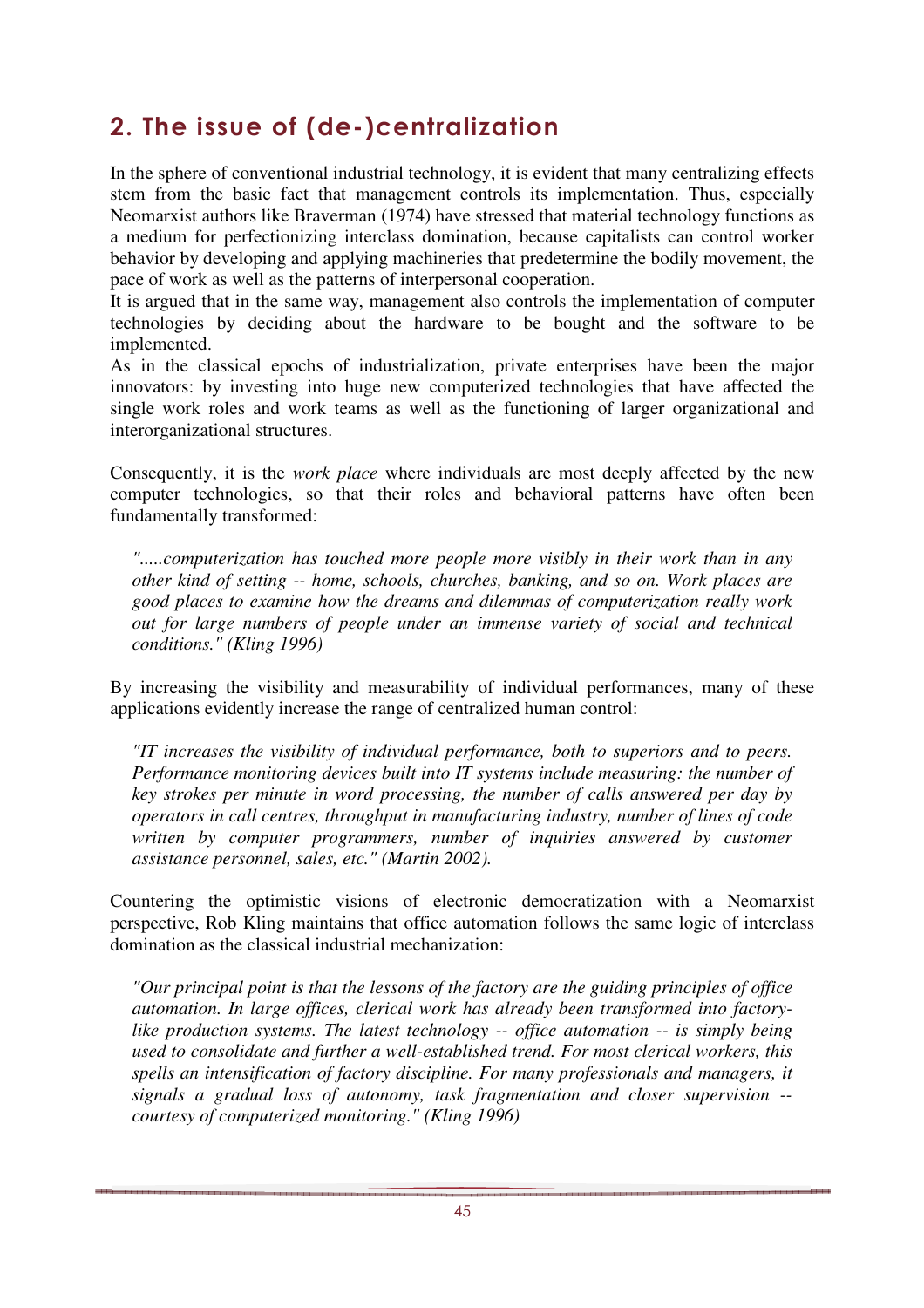## 2. The issue of (de-)centralization

In the sphere of conventional industrial technology, it is evident that many centralizing effects stem from the basic fact that management controls its implementation. Thus, especially Neomarxist authors like Braverman (1974) have stressed that material technology functions as a medium for perfectionizing interclass domination, because capitalists can control worker behavior by developing and applying machineries that predetermine the bodily movement, the pace of work as well as the patterns of interpersonal cooperation.

It is argued that in the same way, management also controls the implementation of computer technologies by deciding about the hardware to be bought and the software to be implemented.

As in the classical epochs of industrialization, private enterprises have been the major innovators: by investing into huge new computerized technologies that have affected the single work roles and work teams as well as the functioning of larger organizational and interorganizational structures.

Consequently, it is the *work place* where individuals are most deeply affected by the new computer technologies, so that their roles and behavioral patterns have often been fundamentally transformed:

> *".....computerization has touched more people more visibly in their work than in any other kind of setting -- home, schools, churches, banking, and so on. Work places are good places to examine how the dreams and dilemmas of computerization really work out for large numbers of people under an immense variety of social and technical conditions." (Kling 1996)*

By increasing the visibility and measurability of individual performances, many of these applications evidently increase the range of centralized human control:

> *"IT increases the visibility of individual performance, both to superiors and to peers. Performance monitoring devices built into IT systems include measuring: the number of key strokes per minute in word processing, the number of calls answered per day by operators in call centres, throughput in manufacturing industry, number of lines of code written by computer programmers, number of inquiries answered by customer assistance personnel, sales, etc." (Martin 2002).*

Countering the optimistic visions of electronic democratization with a Neomarxist perspective, Rob Kling maintains that office automation follows the same logic of interclass domination as the classical industrial mechanization:

> *"Our principal point is that the lessons of the factory are the guiding principles of office automation. In large offices, clerical work has already been transformed into factory-like production systems. The latest technology -- office automation -- is simply being used to consolidate and further a well-established trend. For most clerical workers, this spells an intensification of factory discipline. For many professionals and managers, it signals a gradual loss of autonomy, task fragmentation and closer supervision -- courtesy of computerized monitoring." (Kling 1996)*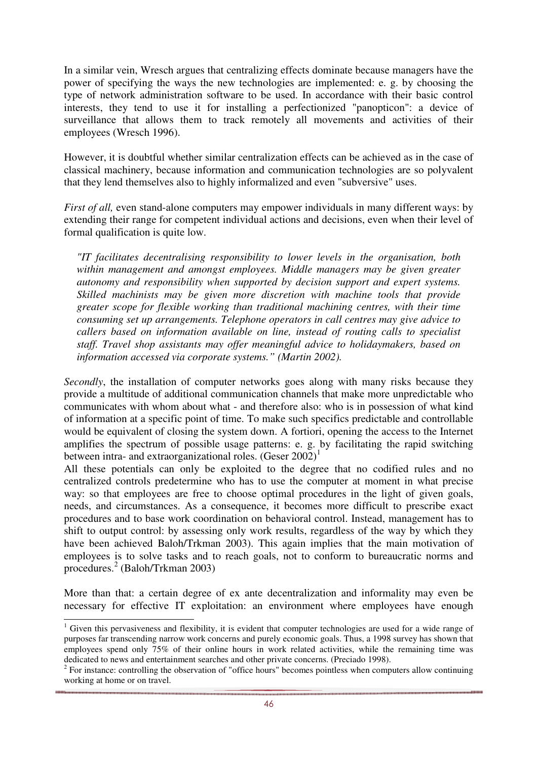In a similar vein, Wresch argues that centralizing effects dominate because managers have the power of specifying the ways the new technologies are implemented: e. g. by choosing the type of network administration software to be used. In accordance with their basic control interests, they tend to use it for installing a perfectionized "panopticon": a device of surveillance that allows them to track remotely all movements and activities of their employees (Wresch 1996).

However, it is doubtful whether similar centralization effects can be achieved as in the case of classical machinery, because information and communication technologies are so polyvalent that they lend themselves also to highly informalized and even "subversive" uses.

*First of all,* even stand-alone computers may empower individuals in many different ways: by extending their range for competent individual actions and decisions, even when their level of formal qualification is quite low.

> *"IT facilitates decentralising responsibility to lower levels in the organisation, both within management and amongst employees. Middle managers may be given greater autonomy and responsibility when supported by decision support and expert systems. Skilled machinists may be given more discretion with machine tools that provide greater scope for flexible working than traditional machining centres, with their time consuming set up arrangements. Telephone operators in call centres may give advice to callers based on information available on line, instead of routing calls to specialist staff. Travel shop assistants may offer meaningful advice to holidaymakers, based on information accessed via corporate systems." (Martin 2002).*

*Secondly*, the installation of computer networks goes along with many risks because they provide a multitude of additional communication channels that make more unpredictable who communicates with whom about what - and therefore also: who is in possession of what kind of information at a specific point of time. To make such specifics predictable and controllable would be equivalent of closing the system down. A fortiori, opening the access to the Internet amplifies the spectrum of possible usage patterns: e. g. by facilitating the rapid switching between intra- and extraorganizational roles. (Geser 2002)[1]

All these potentials can only be exploited to the degree that no codified rules and no centralized controls predetermine who has to use the computer at moment in what precise way: so that employees are free to choose optimal procedures in the light of given goals, needs, and circumstances. As a consequence, it becomes more difficult to prescribe exact procedures and to base work coordination on behavioral control. Instead, management has to shift to output control: by assessing only work results, regardless of the way by which they have been achieved Baloh/Trkman 2003). This again implies that the main motivation of employees is to solve tasks and to reach goals, not to conform to bureaucratic norms and procedures.[2] (Baloh/Trkman 2003)

More than that: a certain degree of ex ante decentralization and informality may even be necessary for effective IT exploitation: an environment where employees have enough

---

[1] Given this pervasiveness and flexibility, it is evident that computer technologies are used for a wide range of purposes far transcending narrow work concerns and purely economic goals. Thus, a 1998 survey has shown that employees spend only 75% of their online hours in work related activities, while the remaining time was dedicated to news and entertainment searches and other private concerns. (Preciado 1998).

[2] For instance: controlling the observation of "office hours" becomes pointless when computers allow continuing working at home or on travel.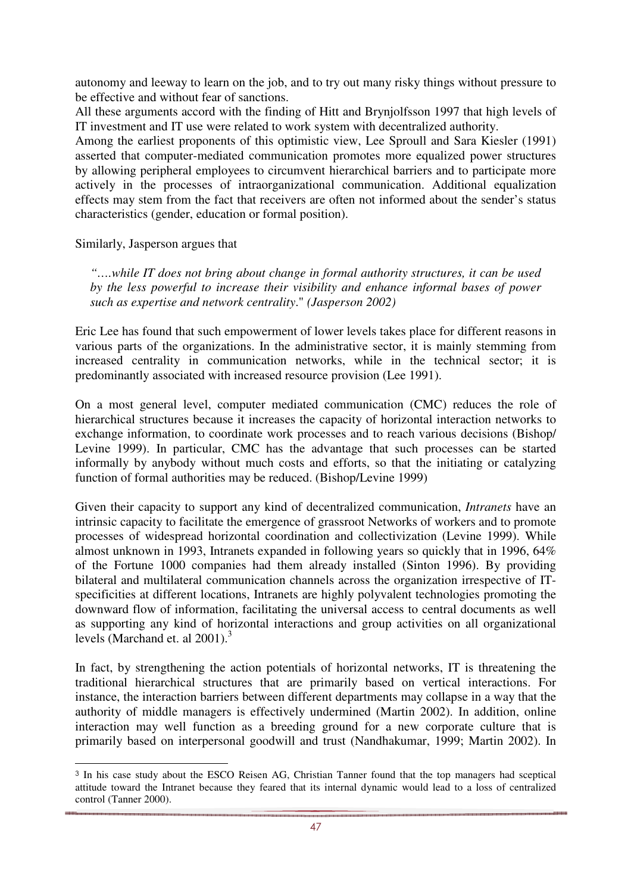autonomy and leeway to learn on the job, and to try out many risky things without pressure to be effective and without fear of sanctions.

All these arguments accord with the finding of Hitt and Brynjolfsson 1997 that high levels of IT investment and IT use were related to work system with decentralized authority.

Among the earliest proponents of this optimistic view, Lee Sproull and Sara Kiesler (1991) asserted that computer-mediated communication promotes more equalized power structures by allowing peripheral employees to circumvent hierarchical barriers and to participate more actively in the processes of intraorganizational communication. Additional equalization effects may stem from the fact that receivers are often not informed about the sender's status characteristics (gender, education or formal position).

Similarly, Jasperson argues that

> *"….while IT does not bring about change in formal authority structures, it can be used by the less powerful to increase their visibility and enhance informal bases of power such as expertise and network centrality*." *(Jasperson 2002)*

Eric Lee has found that such empowerment of lower levels takes place for different reasons in various parts of the organizations. In the administrative sector, it is mainly stemming from increased centrality in communication networks, while in the technical sector; it is predominantly associated with increased resource provision (Lee 1991).

On a most general level, computer mediated communication (CMC) reduces the role of hierarchical structures because it increases the capacity of horizontal interaction networks to exchange information, to coordinate work processes and to reach various decisions (Bishop/ Levine 1999). In particular, CMC has the advantage that such processes can be started informally by anybody without much costs and efforts, so that the initiating or catalyzing function of formal authorities may be reduced. (Bishop/Levine 1999)

Given their capacity to support any kind of decentralized communication, *Intranets* have an intrinsic capacity to facilitate the emergence of grassroot Networks of workers and to promote processes of widespread horizontal coordination and collectivization (Levine 1999). While almost unknown in 1993, Intranets expanded in following years so quickly that in 1996, 64% of the Fortune 1000 companies had them already installed (Sinton 1996). By providing bilateral and multilateral communication channels across the organization irrespective of IT-specificities at different locations, Intranets are highly polyvalent technologies promoting the downward flow of information, facilitating the universal access to central documents as well as supporting any kind of horizontal interactions and group activities on all organizational levels (Marchand et. al 2001).[3]

In fact, by strengthening the action potentials of horizontal networks, IT is threatening the traditional hierarchical structures that are primarily based on vertical interactions. For instance, the interaction barriers between different departments may collapse in a way that the authority of middle managers is effectively undermined (Martin 2002). In addition, online interaction may well function as a breeding ground for a new corporate culture that is primarily based on interpersonal goodwill and trust (Nandhakumar, 1999; Martin 2002). In

[3] In his case study about the ESCO Reisen AG, Christian Tanner found that the top managers had sceptical attitude toward the Intranet because they feared that its internal dynamic would lead to a loss of centralized control (Tanner 2000).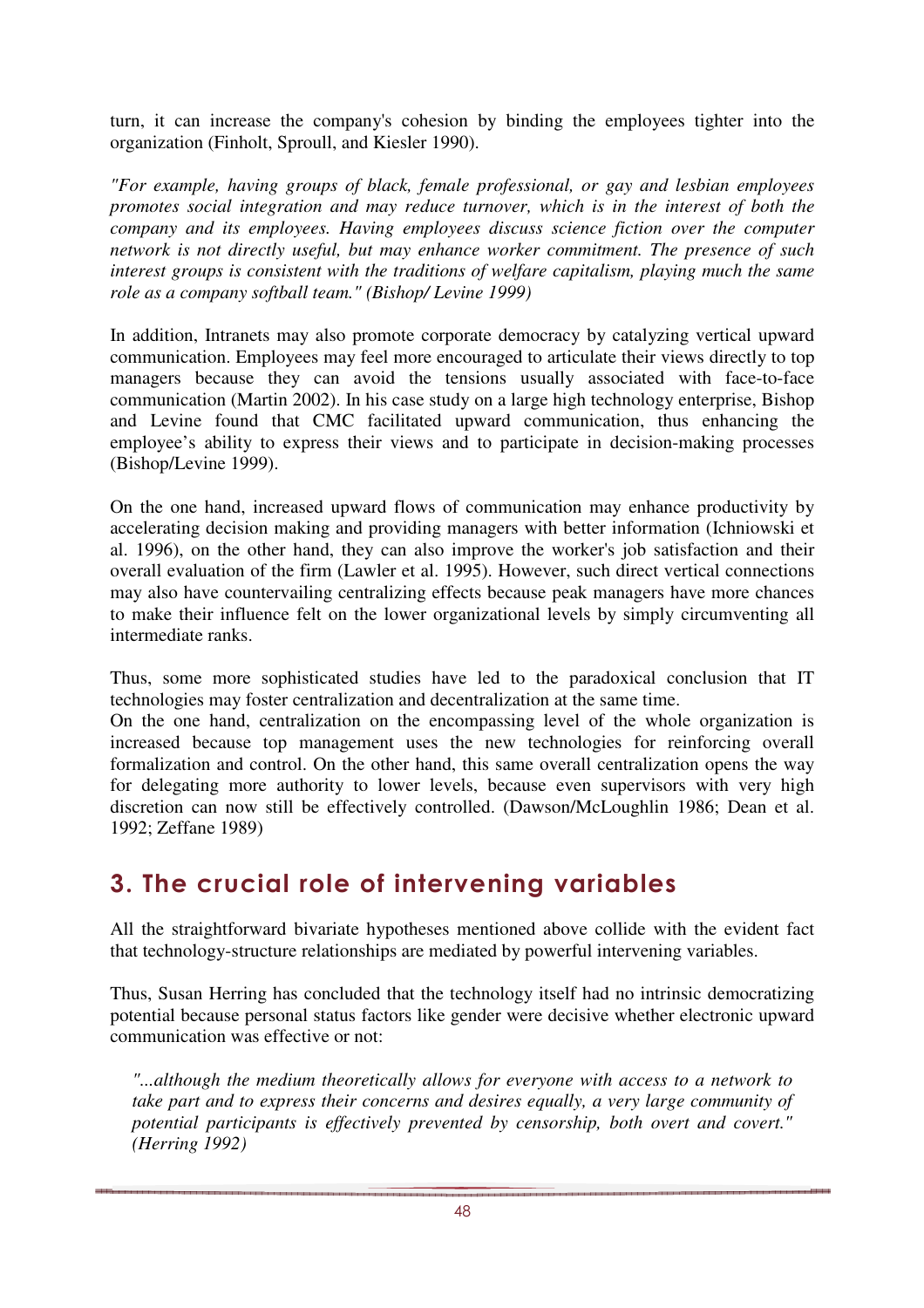turn, it can increase the company's cohesion by binding the employees tighter into the organization (Finholt, Sproull, and Kiesler 1990).

*"For example, having groups of black, female professional, or gay and lesbian employees promotes social integration and may reduce turnover, which is in the interest of both the company and its employees. Having employees discuss science fiction over the computer network is not directly useful, but may enhance worker commitment. The presence of such interest groups is consistent with the traditions of welfare capitalism, playing much the same role as a company softball team." (Bishop/ Levine 1999)*

In addition, Intranets may also promote corporate democracy by catalyzing vertical upward communication. Employees may feel more encouraged to articulate their views directly to top managers because they can avoid the tensions usually associated with face-to-face communication (Martin 2002). In his case study on a large high technology enterprise, Bishop and Levine found that CMC facilitated upward communication, thus enhancing the employee's ability to express their views and to participate in decision-making processes (Bishop/Levine 1999).

On the one hand, increased upward flows of communication may enhance productivity by accelerating decision making and providing managers with better information (Ichniowski et al. 1996), on the other hand, they can also improve the worker's job satisfaction and their overall evaluation of the firm (Lawler et al. 1995). However, such direct vertical connections may also have countervailing centralizing effects because peak managers have more chances to make their influence felt on the lower organizational levels by simply circumventing all intermediate ranks.

Thus, some more sophisticated studies have led to the paradoxical conclusion that IT technologies may foster centralization and decentralization at the same time.
On the one hand, centralization on the encompassing level of the whole organization is increased because top management uses the new technologies for reinforcing overall formalization and control. On the other hand, this same overall centralization opens the way for delegating more authority to lower levels, because even supervisors with very high discretion can now still be effectively controlled. (Dawson/McLoughlin 1986; Dean et al. 1992; Zeffane 1989)

## 3. The crucial role of intervening variables

All the straightforward bivariate hypotheses mentioned above collide with the evident fact that technology-structure relationships are mediated by powerful intervening variables.

Thus, Susan Herring has concluded that the technology itself had no intrinsic democratizing potential because personal status factors like gender were decisive whether electronic upward communication was effective or not:

> *"...although the medium theoretically allows for everyone with access to a network to take part and to express their concerns and desires equally, a very large community of potential participants is effectively prevented by censorship, both overt and covert." (Herring 1992)*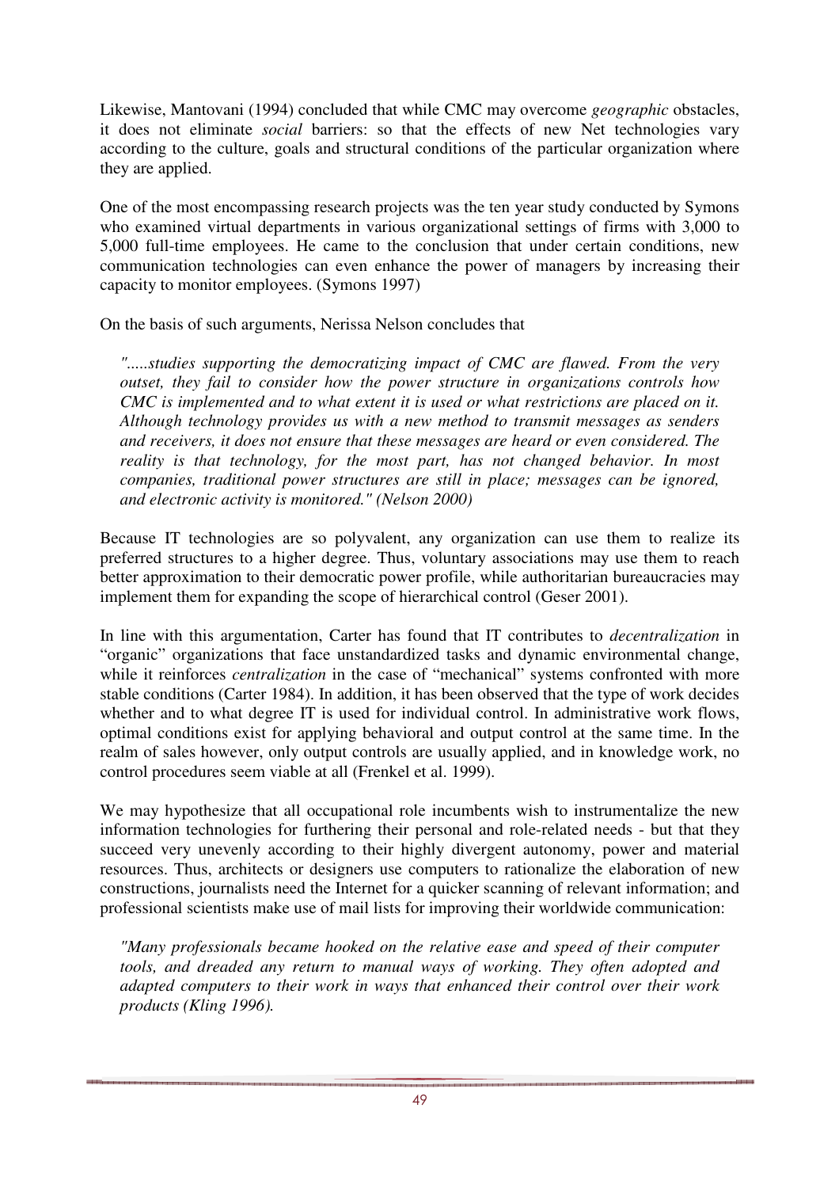Likewise, Mantovani (1994) concluded that while CMC may overcome *geographic* obstacles, it does not eliminate *social* barriers: so that the effects of new Net technologies vary according to the culture, goals and structural conditions of the particular organization where they are applied.

One of the most encompassing research projects was the ten year study conducted by Symons who examined virtual departments in various organizational settings of firms with 3,000 to 5,000 full-time employees. He came to the conclusion that under certain conditions, new communication technologies can even enhance the power of managers by increasing their capacity to monitor employees. (Symons 1997)

On the basis of such arguments, Nerissa Nelson concludes that

> *".....studies supporting the democratizing impact of CMC are flawed. From the very outset, they fail to consider how the power structure in organizations controls how CMC is implemented and to what extent it is used or what restrictions are placed on it. Although technology provides us with a new method to transmit messages as senders and receivers, it does not ensure that these messages are heard or even considered. The reality is that technology, for the most part, has not changed behavior. In most companies, traditional power structures are still in place; messages can be ignored, and electronic activity is monitored." (Nelson 2000)*

Because IT technologies are so polyvalent, any organization can use them to realize its preferred structures to a higher degree. Thus, voluntary associations may use them to reach better approximation to their democratic power profile, while authoritarian bureaucracies may implement them for expanding the scope of hierarchical control (Geser 2001).

In line with this argumentation, Carter has found that IT contributes to *decentralization* in "organic" organizations that face unstandardized tasks and dynamic environmental change, while it reinforces *centralization* in the case of "mechanical" systems confronted with more stable conditions (Carter 1984). In addition, it has been observed that the type of work decides whether and to what degree IT is used for individual control. In administrative work flows, optimal conditions exist for applying behavioral and output control at the same time. In the realm of sales however, only output controls are usually applied, and in knowledge work, no control procedures seem viable at all (Frenkel et al. 1999).

We may hypothesize that all occupational role incumbents wish to instrumentalize the new information technologies for furthering their personal and role-related needs - but that they succeed very unevenly according to their highly divergent autonomy, power and material resources. Thus, architects or designers use computers to rationalize the elaboration of new constructions, journalists need the Internet for a quicker scanning of relevant information; and professional scientists make use of mail lists for improving their worldwide communication:

> *"Many professionals became hooked on the relative ease and speed of their computer tools, and dreaded any return to manual ways of working. They often adopted and adapted computers to their work in ways that enhanced their control over their work products (Kling 1996).*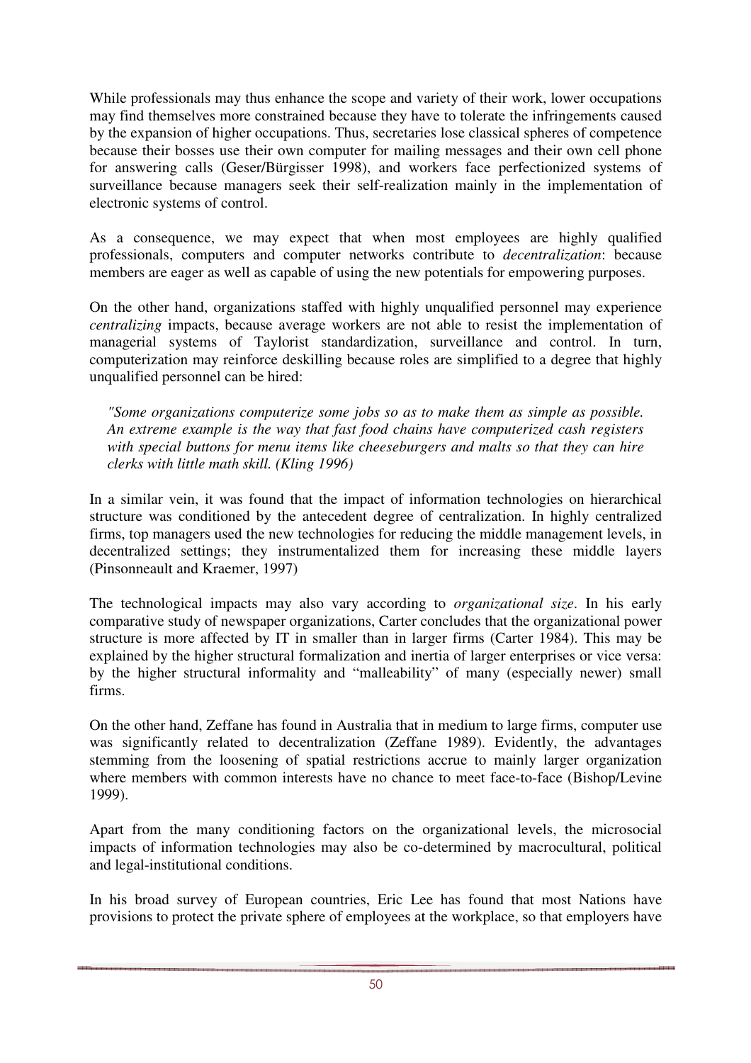While professionals may thus enhance the scope and variety of their work, lower occupations may find themselves more constrained because they have to tolerate the infringements caused by the expansion of higher occupations. Thus, secretaries lose classical spheres of competence because their bosses use their own computer for mailing messages and their own cell phone for answering calls (Geser/Bürgisser 1998), and workers face perfectionized systems of surveillance because managers seek their self-realization mainly in the implementation of electronic systems of control.

As a consequence, we may expect that when most employees are highly qualified professionals, computers and computer networks contribute to *decentralization*: because members are eager as well as capable of using the new potentials for empowering purposes.

On the other hand, organizations staffed with highly unqualified personnel may experience *centralizing* impacts, because average workers are not able to resist the implementation of managerial systems of Taylorist standardization, surveillance and control. In turn, computerization may reinforce deskilling because roles are simplified to a degree that highly unqualified personnel can be hired:

> *"Some organizations computerize some jobs so as to make them as simple as possible. An extreme example is the way that fast food chains have computerized cash registers with special buttons for menu items like cheeseburgers and malts so that they can hire clerks with little math skill. (Kling 1996)*

In a similar vein, it was found that the impact of information technologies on hierarchical structure was conditioned by the antecedent degree of centralization. In highly centralized firms, top managers used the new technologies for reducing the middle management levels, in decentralized settings; they instrumentalized them for increasing these middle layers (Pinsonneault and Kraemer, 1997)

The technological impacts may also vary according to *organizational size*. In his early comparative study of newspaper organizations, Carter concludes that the organizational power structure is more affected by IT in smaller than in larger firms (Carter 1984). This may be explained by the higher structural formalization and inertia of larger enterprises or vice versa: by the higher structural informality and "malleability" of many (especially newer) small firms.

On the other hand, Zeffane has found in Australia that in medium to large firms, computer use was significantly related to decentralization (Zeffane 1989). Evidently, the advantages stemming from the loosening of spatial restrictions accrue to mainly larger organization where members with common interests have no chance to meet face-to-face (Bishop/Levine 1999).

Apart from the many conditioning factors on the organizational levels, the microsocial impacts of information technologies may also be co-determined by macrocultural, political and legal-institutional conditions.

In his broad survey of European countries, Eric Lee has found that most Nations have provisions to protect the private sphere of employees at the workplace, so that employers have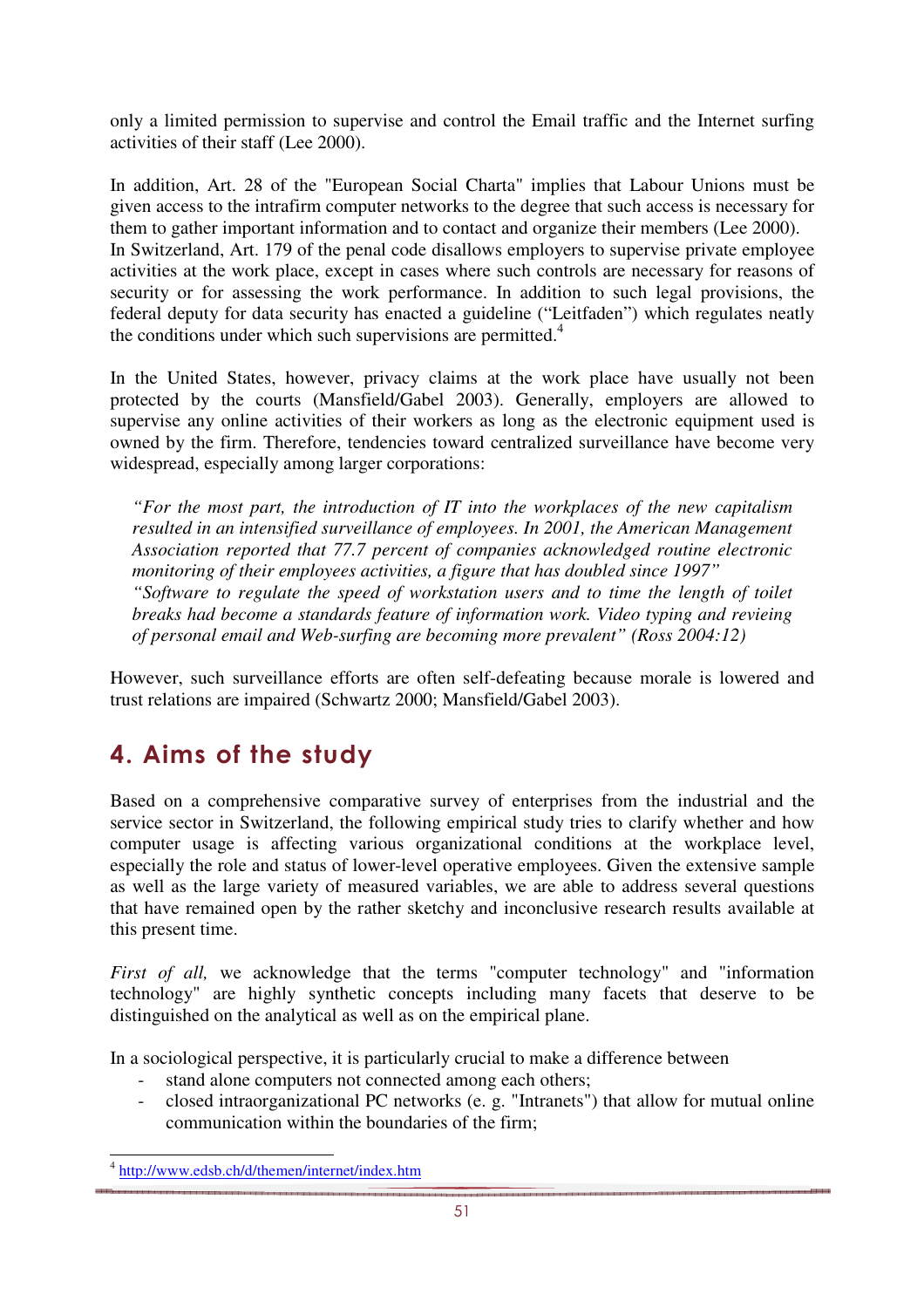only a limited permission to supervise and control the Email traffic and the Internet surfing activities of their staff (Lee 2000).

In addition, Art. 28 of the "European Social Charta" implies that Labour Unions must be given access to the intrafirm computer networks to the degree that such access is necessary for them to gather important information and to contact and organize their members (Lee 2000).
In Switzerland, Art. 179 of the penal code disallows employers to supervise private employee activities at the work place, except in cases where such controls are necessary for reasons of security or for assessing the work performance. In addition to such legal provisions, the federal deputy for data security has enacted a guideline ("Leitfaden") which regulates neatly the conditions under which such supervisions are permitted.[4]

In the United States, however, privacy claims at the work place have usually not been protected by the courts (Mansfield/Gabel 2003). Generally, employers are allowed to supervise any online activities of their workers as long as the electronic equipment used is owned by the firm. Therefore, tendencies toward centralized surveillance have become very widespread, especially among larger corporations:

> *"For the most part, the introduction of IT into the workplaces of the new capitalism resulted in an intensified surveillance of employees. In 2001, the American Management Association reported that 77.7 percent of companies acknowledged routine electronic monitoring of their employees activities, a figure that has doubled since 1997"*
> *"Software to regulate the speed of workstation users and to time the length of toilet breaks had become a standards feature of information work. Video typing and revieing of personal email and Web-surfing are becoming more prevalent" (Ross 2004:12)*

However, such surveillance efforts are often self-defeating because morale is lowered and trust relations are impaired (Schwartz 2000; Mansfield/Gabel 2003).

## 4. Aims of the study

Based on a comprehensive comparative survey of enterprises from the industrial and the service sector in Switzerland, the following empirical study tries to clarify whether and how computer usage is affecting various organizational conditions at the workplace level, especially the role and status of lower-level operative employees. Given the extensive sample as well as the large variety of measured variables, we are able to address several questions that have remained open by the rather sketchy and inconclusive research results available at this present time.

*First of all,* we acknowledge that the terms "computer technology" and "information technology" are highly synthetic concepts including many facets that deserve to be distinguished on the analytical as well as on the empirical plane.

In a sociological perspective, it is particularly crucial to make a difference between

- stand alone computers not connected among each others;
- closed intraorganizational PC networks (e. g. "Intranets") that allow for mutual online communication within the boundaries of the firm;

[4] http://www.edsb.ch/d/themen/internet/index.htm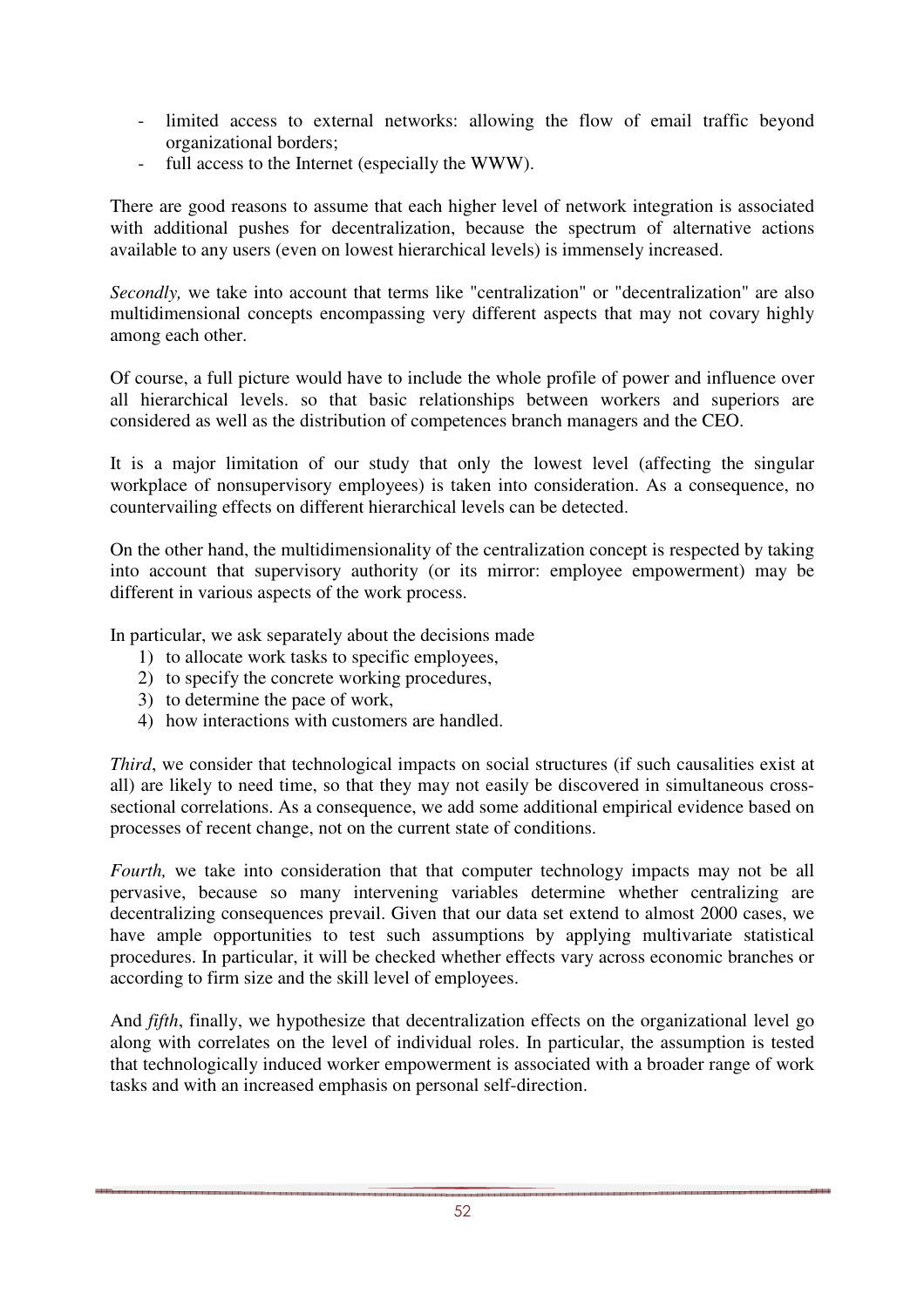- limited access to external networks: allowing the flow of email traffic beyond organizational borders;
- full access to the Internet (especially the WWW).

There are good reasons to assume that each higher level of network integration is associated with additional pushes for decentralization, because the spectrum of alternative actions available to any users (even on lowest hierarchical levels) is immensely increased.

*Secondly,* we take into account that terms like "centralization" or "decentralization" are also multidimensional concepts encompassing very different aspects that may not covary highly among each other.

Of course, a full picture would have to include the whole profile of power and influence over all hierarchical levels. so that basic relationships between workers and superiors are considered as well as the distribution of competences branch managers and the CEO.

It is a major limitation of our study that only the lowest level (affecting the singular workplace of nonsupervisory employees) is taken into consideration. As a consequence, no countervailing effects on different hierarchical levels can be detected.

On the other hand, the multidimensionality of the centralization concept is respected by taking into account that supervisory authority (or its mirror: employee empowerment) may be different in various aspects of the work process.

In particular, we ask separately about the decisions made

1) to allocate work tasks to specific employees,
2) to specify the concrete working procedures,
3) to determine the pace of work,
4) how interactions with customers are handled.

*Third*, we consider that technological impacts on social structures (if such causalities exist at all) are likely to need time, so that they may not easily be discovered in simultaneous cross-sectional correlations. As a consequence, we add some additional empirical evidence based on processes of recent change, not on the current state of conditions.

*Fourth,* we take into consideration that that computer technology impacts may not be all pervasive, because so many intervening variables determine whether centralizing are decentralizing consequences prevail. Given that our data set extend to almost 2000 cases, we have ample opportunities to test such assumptions by applying multivariate statistical procedures. In particular, it will be checked whether effects vary across economic branches or according to firm size and the skill level of employees.

And *fifth*, finally, we hypothesize that decentralization effects on the organizational level go along with correlates on the level of individual roles. In particular, the assumption is tested that technologically induced worker empowerment is associated with a broader range of work tasks and with an increased emphasis on personal self-direction.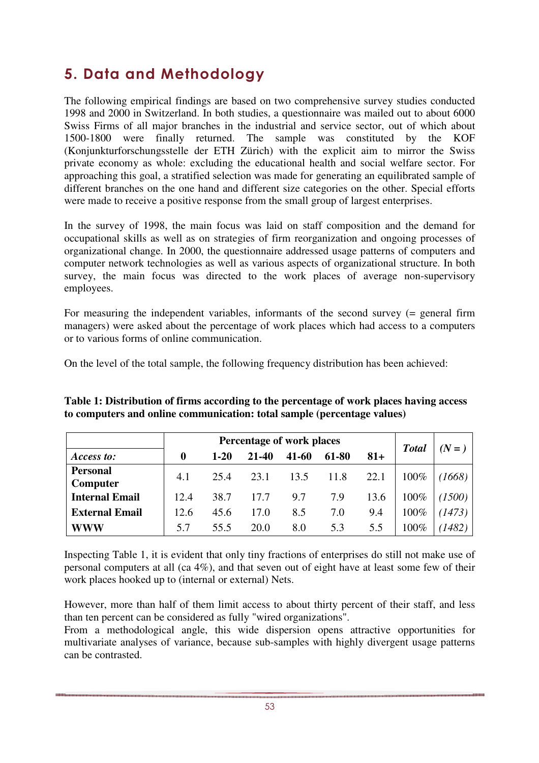## 5. Data and Methodology

The following empirical findings are based on two comprehensive survey studies conducted 1998 and 2000 in Switzerland. In both studies, a questionnaire was mailed out to about 6000 Swiss Firms of all major branches in the industrial and service sector, out of which about 1500-1800 were finally returned. The sample was constituted by the KOF (Konjunkturforschungsstelle der ETH Zürich) with the explicit aim to mirror the Swiss private economy as whole: excluding the educational health and social welfare sector. For approaching this goal, a stratified selection was made for generating an equilibrated sample of different branches on the one hand and different size categories on the other. Special efforts were made to receive a positive response from the small group of largest enterprises.

In the survey of 1998, the main focus was laid on staff composition and the demand for occupational skills as well as on strategies of firm reorganization and ongoing processes of organizational change. In 2000, the questionnaire addressed usage patterns of computers and computer network technologies as well as various aspects of organizational structure. In both survey, the main focus was directed to the work places of average non-supervisory employees.

For measuring the independent variables, informants of the second survey (= general firm managers) were asked about the percentage of work places which had access to a computers or to various forms of online communication.

On the level of the total sample, the following frequency distribution has been achieved:

**Table 1: Distribution of firms according to the percentage of work places having access to computers and online communication: total sample (percentage values)**

| | Percentage of work places | | | | | | *Total* | *(N = )* |
|---|---|---|---|---|---|---|---|---|
| *Access to:* | **0** | **1-20** | **21-40** | **41-60** | **61-80** | **81+** | | |
| **Personal Computer** | 4.1 | 25.4 | 23.1 | 13.5 | 11.8 | 22.1 | 100% | *(1668)* |
| **Internal Email** | 12.4 | 38.7 | 17.7 | 9.7 | 7.9 | 13.6 | 100% | *(1500)* |
| **External Email** | 12.6 | 45.6 | 17.0 | 8.5 | 7.0 | 9.4 | 100% | *(1473)* |
| **WWW** | 5.7 | 55.5 | 20.0 | 8.0 | 5.3 | 5.5 | 100% | *(1482)* |

Inspecting Table 1, it is evident that only tiny fractions of enterprises do still not make use of personal computers at all (ca 4%), and that seven out of eight have at least some few of their work places hooked up to (internal or external) Nets.

However, more than half of them limit access to about thirty percent of their staff, and less than ten percent can be considered as fully "wired organizations".
From a methodological angle, this wide dispersion opens attractive opportunities for multivariate analyses of variance, because sub-samples with highly divergent usage patterns can be contrasted.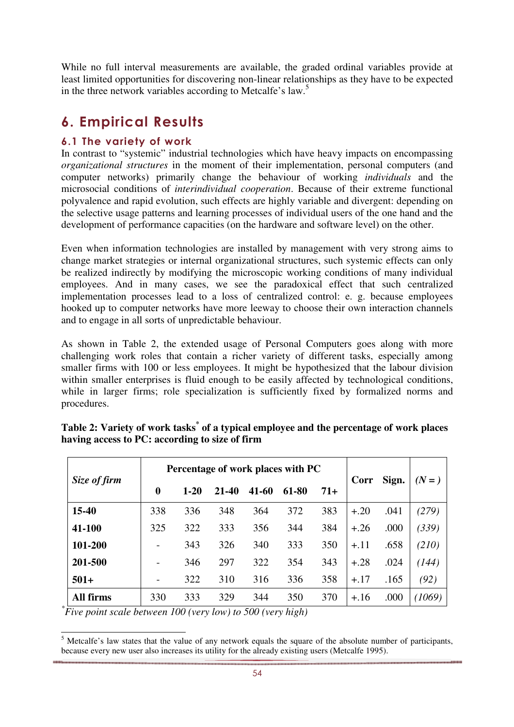While no full interval measurements are available, the graded ordinal variables provide at least limited opportunities for discovering non-linear relationships as they have to be expected in the three network variables according to Metcalfe's law.[5]

# 6. Empirical Results

## 6.1 The variety of work

In contrast to "systemic" industrial technologies which have heavy impacts on encompassing *organizational structures* in the moment of their implementation, personal computers (and computer networks) primarily change the behaviour of working *individuals* and the microsocial conditions of *interindividual cooperation*. Because of their extreme functional polyvalence and rapid evolution, such effects are highly variable and divergent: depending on the selective usage patterns and learning processes of individual users of the one hand and the development of performance capacities (on the hardware and software level) on the other.

Even when information technologies are installed by management with very strong aims to change market strategies or internal organizational structures, such systemic effects can only be realized indirectly by modifying the microscopic working conditions of many individual employees. And in many cases, we see the paradoxical effect that such centralized implementation processes lead to a loss of centralized control: e. g. because employees hooked up to computer networks have more leeway to choose their own interaction channels and to engage in all sorts of unpredictable behaviour.

As shown in Table 2, the extended usage of Personal Computers goes along with more challenging work roles that contain a richer variety of different tasks, especially among smaller firms with 100 or less employees. It might be hypothesized that the labour division within smaller enterprises is fluid enough to be easily affected by technological conditions, while in larger firms; role specialization is sufficiently fixed by formalized norms and procedures.

**Table 2: Variety of work tasks\* of a typical employee and the percentage of work places having access to PC: according to size of firm**

| *Size of firm* | Percentage of work places with PC | | | | | | Corr | Sign. | *(N = )* |
|---|---|---|---|---|---|---|---|---|---|
| | 0 | 1-20 | 21-40 | 41-60 | 61-80 | 71+ | | | |
| **15-40** | 338 | 336 | 348 | 364 | 372 | 383 | +.20 | .041 | *(279)* |
| **41-100** | 325 | 322 | 333 | 356 | 344 | 384 | +.26 | .000 | *(339)* |
| **101-200** | - | 343 | 326 | 340 | 333 | 350 | +.11 | .658 | *(210)* |
| **201-500** | - | 346 | 297 | 322 | 354 | 343 | +.28 | .024 | *(144)* |
| **501+** | - | 322 | 310 | 316 | 336 | 358 | +.17 | .165 | *(92)* |
| **All firms** | 330 | 333 | 329 | 344 | 350 | 370 | +.16 | .000 | *(1069)* |

\**Five point scale between 100 (very low) to 500 (very high)*

[5] Metcalfe's law states that the value of any network equals the square of the absolute number of participants, because every new user also increases its utility for the already existing users (Metcalfe 1995).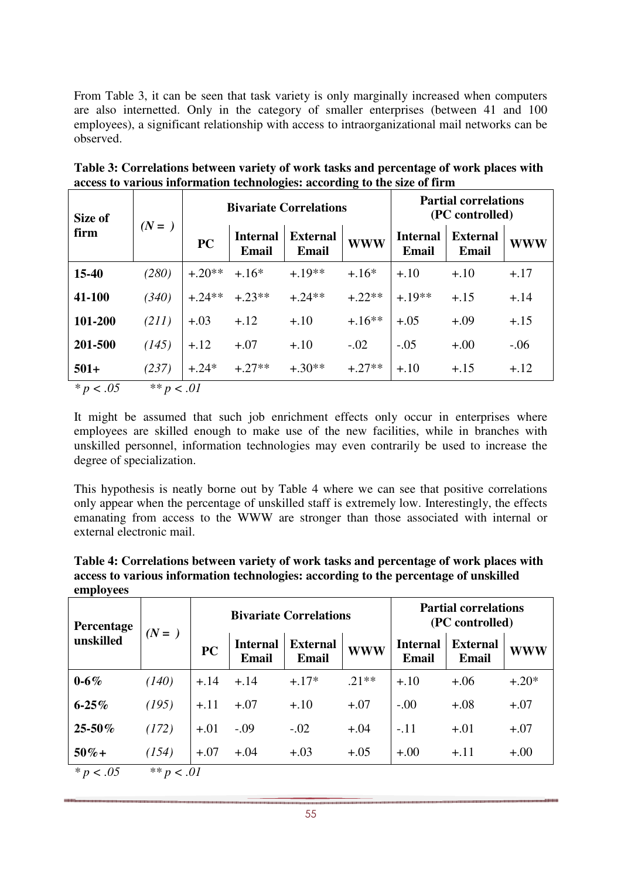From Table 3, it can be seen that task variety is only marginally increased when computers are also internetted. Only in the category of smaller enterprises (between 41 and 100 employees), a significant relationship with access to intraorganizational mail networks can be observed.

**Table 3: Correlations between variety of work tasks and percentage of work places with access to various information technologies: according to the size of firm**

| Size of firm | (N = ) | Bivariate Correlations | | | | Partial correlations (PC controlled) | | |
|---|---|---|---|---|---|---|---|---|
| | | PC | Internal Email | External Email | WWW | Internal Email | External Email | WWW |
| **15-40** | *(280)* | +.20** | +.16* | +.19** | +.16* | +.10 | +.10 | +.17 |
| **41-100** | *(340)* | +.24** | +.23** | +.24** | +.22** | +.19** | +.15 | +.14 |
| **101-200** | *(211)* | +.03 | +.12 | +.10 | +.16** | +.05 | +.09 | +.15 |
| **201-500** | *(145)* | +.12 | +.07 | +.10 | -.02 | -.05 | +.00 | -.06 |
| **501+** | *(237)* | +.24* | +.27** | +.30** | +.27** | +.10 | +.15 | +.12 |

\* $p < .05$ \*\* $p < .01$

It might be assumed that such job enrichment effects only occur in enterprises where employees are skilled enough to make use of the new facilities, while in branches with unskilled personnel, information technologies may even contrarily be used to increase the degree of specialization.

This hypothesis is neatly borne out by Table 4 where we can see that positive correlations only appear when the percentage of unskilled staff is extremely low. Interestingly, the effects emanating from access to the WWW are stronger than those associated with internal or external electronic mail.

**Table 4: Correlations between variety of work tasks and percentage of work places with access to various information technologies: according to the percentage of unskilled employees**

| Percentage unskilled | (N = ) | Bivariate Correlations | | | | Partial correlations (PC controlled) | | |
|---|---|---|---|---|---|---|---|---|
| | | PC | Internal Email | External Email | WWW | Internal Email | External Email | WWW |
| **0-6%** | *(140)* | +.14 | +.14 | +.17* | .21** | +.10 | +.06 | +.20* |
| **6-25%** | *(195)* | +.11 | +.07 | +.10 | +.07 | -.00 | +.08 | +.07 |
| **25-50%** | *(172)* | +.01 | -.09 | -.02 | +.04 | -.11 | +.01 | +.07 |
| **50%+** | *(154)* | +.07 | +.04 | +.03 | +.05 | +.00 | +.11 | +.00 |

\* $p < .05$ \*\* $p < .01$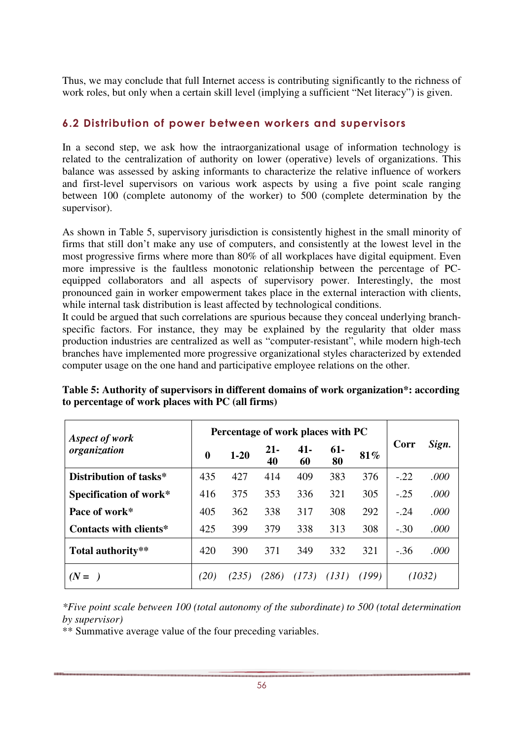Thus, we may conclude that full Internet access is contributing significantly to the richness of work roles, but only when a certain skill level (implying a sufficient "Net literacy") is given.

### 6.2 Distribution of power between workers and supervisors

In a second step, we ask how the intraorganizational usage of information technology is related to the centralization of authority on lower (operative) levels of organizations. This balance was assessed by asking informants to characterize the relative influence of workers and first-level supervisors on various work aspects by using a five point scale ranging between 100 (complete autonomy of the worker) to 500 (complete determination by the supervisor).

As shown in Table 5, supervisory jurisdiction is consistently highest in the small minority of firms that still don't make any use of computers, and consistently at the lowest level in the most progressive firms where more than 80% of all workplaces have digital equipment. Even more impressive is the faultless monotonic relationship between the percentage of PC-equipped collaborators and all aspects of supervisory power. Interestingly, the most pronounced gain in worker empowerment takes place in the external interaction with clients, while internal task distribution is least affected by technological conditions.
It could be argued that such correlations are spurious because they conceal underlying branch-specific factors. For instance, they may be explained by the regularity that older mass production industries are centralized as well as "computer-resistant", while modern high-tech branches have implemented more progressive organizational styles characterized by extended computer usage on the one hand and participative employee relations on the other.

**Table 5: Authority of supervisors in different domains of work organization*: according to percentage of work places with PC (all firms)**

| *Aspect of work organization* | Percentage of work places with PC | | | | | | Corr | *Sign.* |
|---|---|---|---|---|---|---|---|---|
| | 0 | 1-20 | 21-40 | 41-60 | 61-80 | 81% | | |
| **Distribution of tasks*** | 435 | 427 | 414 | 409 | 383 | 376 | -.22 | *.000* |
| **Specification of work*** | 416 | 375 | 353 | 336 | 321 | 305 | -.25 | *.000* |
| **Pace of work*** | 405 | 362 | 338 | 317 | 308 | 292 | -.24 | *.000* |
| **Contacts with clients*** | 425 | 399 | 379 | 338 | 313 | 308 | -.30 | *.000* |
| **Total authority**** | 420 | 390 | 371 | 349 | 332 | 321 | -.36 | *.000* |
| *(N = )* | *(20)* | *(235)* | *(286)* | *(173)* | *(131)* | *(199)* | *(1032)* | |

*\*Five point scale between 100 (total autonomy of the subordinate) to 500 (total determination by supervisor)*

** Summative average value of the four preceding variables.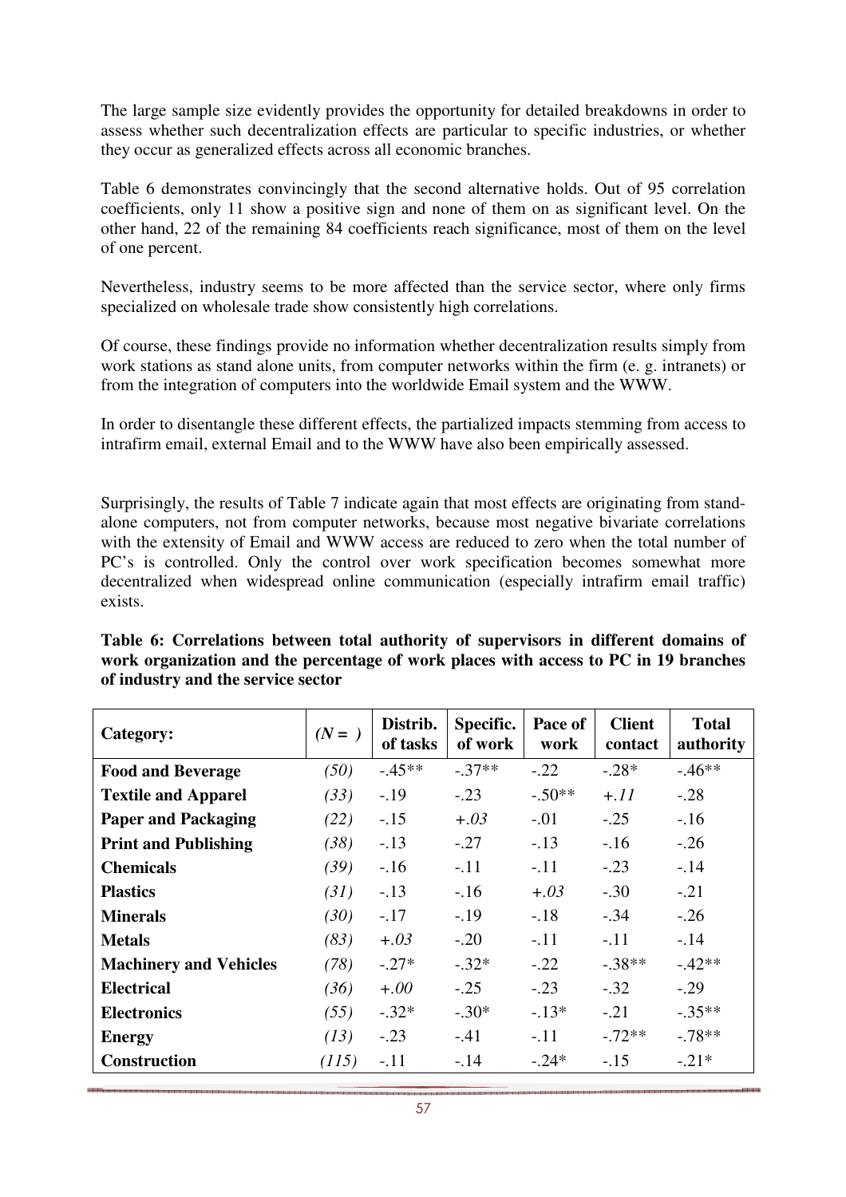The large sample size evidently provides the opportunity for detailed breakdowns in order to assess whether such decentralization effects are particular to specific industries, or whether they occur as generalized effects across all economic branches.

Table 6 demonstrates convincingly that the second alternative holds. Out of 95 correlation coefficients, only 11 show a positive sign and none of them on as significant level. On the other hand, 22 of the remaining 84 coefficients reach significance, most of them on the level of one percent.

Nevertheless, industry seems to be more affected than the service sector, where only firms specialized on wholesale trade show consistently high correlations.

Of course, these findings provide no information whether decentralization results simply from work stations as stand alone units, from computer networks within the firm (e. g. intranets) or from the integration of computers into the worldwide Email system and the WWW.

In order to disentangle these different effects, the partialized impacts stemming from access to intrafirm email, external Email and to the WWW have also been empirically assessed.

Surprisingly, the results of Table 7 indicate again that most effects are originating from stand-alone computers, not from computer networks, because most negative bivariate correlations with the extensity of Email and WWW access are reduced to zero when the total number of PC's is controlled. Only the control over work specification becomes somewhat more decentralized when widespread online communication (especially intrafirm email traffic) exists.

**Table 6: Correlations between total authority of supervisors in different domains of work organization and the percentage of work places with access to PC in 19 branches of industry and the service sector**

| Category: | (N = ) | Distrib. of tasks | Specific. of work | Pace of work | Client contact | Total authority |
|---|---|---|---|---|---|---|
| **Food and Beverage** | *(50)* | -.45** | -.37** | -.22 | -.28* | -.46** |
| **Textile and Apparel** | *(33)* | -.19 | -.23 | -.50** | *+.11* | -.28 |
| **Paper and Packaging** | *(22)* | -.15 | *+.03* | -.01 | -.25 | -.16 |
| **Print and Publishing** | *(38)* | -.13 | -.27 | -.13 | -.16 | -.26 |
| **Chemicals** | *(39)* | -.16 | -.11 | -.11 | -.23 | -.14 |
| **Plastics** | *(31)* | -.13 | -.16 | *+.03* | -.30 | -.21 |
| **Minerals** | *(30)* | -.17 | -.19 | -.18 | -.34 | -.26 |
| **Metals** | *(83)* | *+.03* | -.20 | -.11 | -.11 | -.14 |
| **Machinery and Vehicles** | *(78)* | -.27* | -.32* | -.22 | -.38** | -.42** |
| **Electrical** | *(36)* | *+.00* | -.25 | -.23 | -.32 | -.29 |
| **Electronics** | *(55)* | -.32* | -.30* | -.13* | -.21 | -.35** |
| **Energy** | *(13)* | -.23 | -.41 | -.11 | -.72** | -.78** |
| **Construction** | *(115)* | -.11 | -.14 | -.24* | -.15 | -.21* |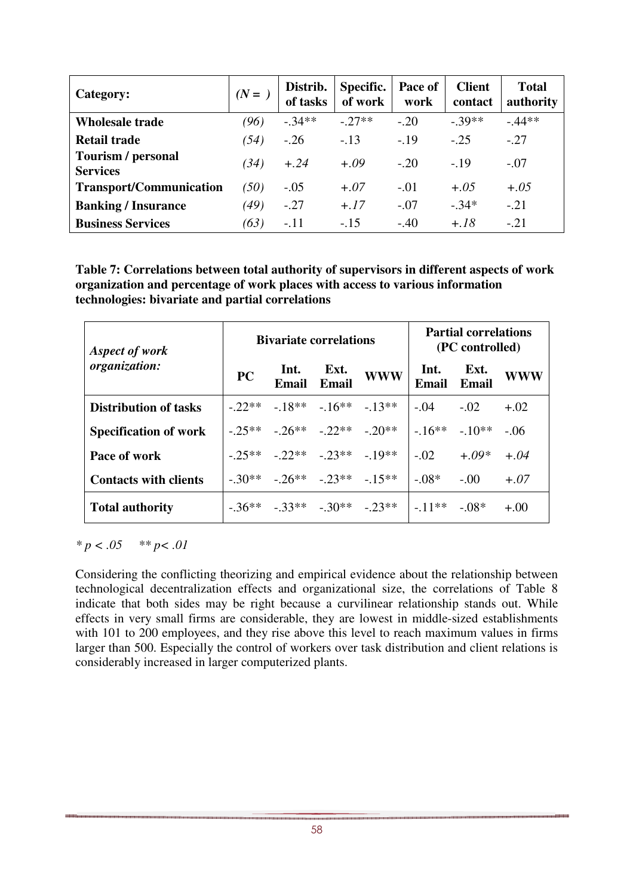| Category: | (N = ) | Distrib. of tasks | Specific. of work | Pace of work | Client contact | Total authority |
|---|---|---|---|---|---|---|
| **Wholesale trade** | *(96)* | -.34** | -.27** | -.20 | -.39** | -.44** |
| **Retail trade** | *(54)* | -.26 | -.13 | -.19 | -.25 | -.27 |
| **Tourism / personal Services** | *(34)* | *+.24* | *+.09* | -.20 | -.19 | -.07 |
| **Transport/Communication** | *(50)* | -.05 | *+.07* | -.01 | *+.05* | *+.05* |
| **Banking / Insurance** | *(49)* | -.27 | *+.17* | -.07 | -.34* | -.21 |
| **Business Services** | *(63)* | -.11 | -.15 | -.40 | *+.18* | -.21 |

**Table 7: Correlations between total authority of supervisors in different aspects of work organization and percentage of work places with access to various information technologies: bivariate and partial correlations**

| *Aspect of work organization:* | Bivariate correlations | | | | Partial correlations (PC controlled) | | |
|---|---|---|---|---|---|---|---|
| | **PC** | **Int. Email** | **Ext. Email** | **WWW** | **Int. Email** | **Ext. Email** | **WWW** |
| **Distribution of tasks** | -.22** | -.18** | -.16** | -.13** | -.04 | -.02 | +.02 |
| **Specification of work** | -.25** | -.26** | -.22** | -.20** | -.16** | -.10** | -.06 |
| **Pace of work** | -.25** | -.22** | -.23** | -.19** | -.02 | *+.09** | *+.04* |
| **Contacts with clients** | -.30** | -.26** | -.23** | -.15** | -.08* | -.00 | *+.07* |
| **Total authority** | -.36** | -.33** | -.30** | -.23** | -.11** | -.08* | +.00 |

*\* p < .05 &nbsp;&nbsp;&nbsp; \*\* p< .01*

Considering the conflicting theorizing and empirical evidence about the relationship between technological decentralization effects and organizational size, the correlations of Table 8 indicate that both sides may be right because a curvilinear relationship stands out. While effects in very small firms are considerable, they are lowest in middle-sized establishments with 101 to 200 employees, and they rise above this level to reach maximum values in firms larger than 500. Especially the control of workers over task distribution and client relations is considerably increased in larger computerized plants.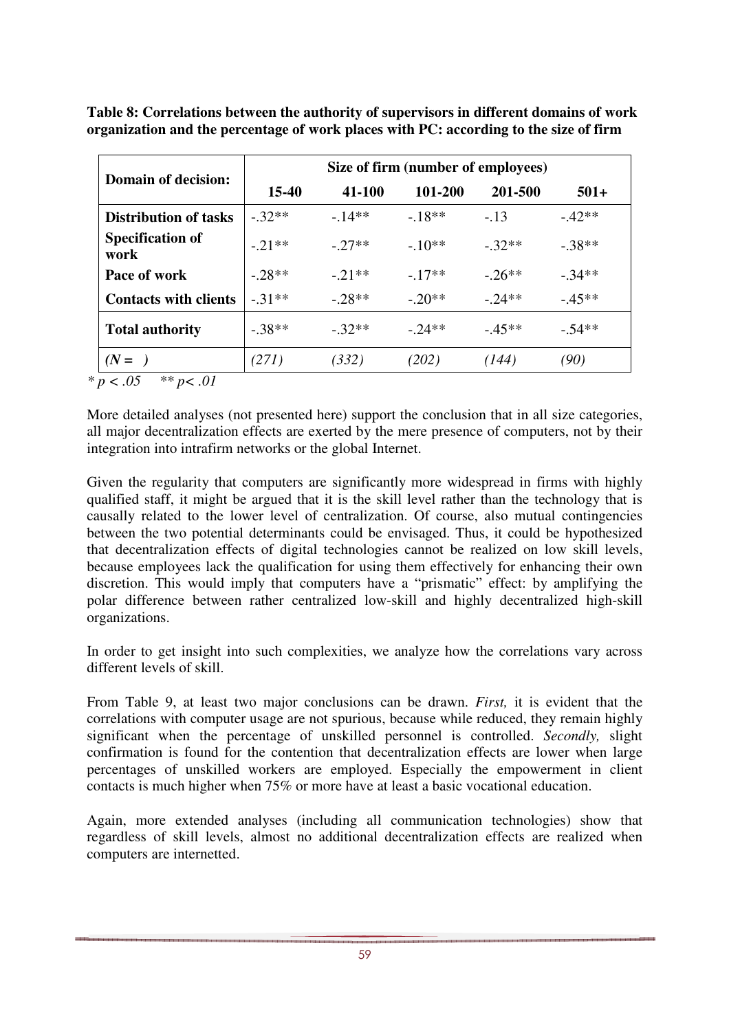**Table 8: Correlations between the authority of supervisors in different domains of work organization and the percentage of work places with PC: according to the size of firm**

| Domain of decision: | Size of firm (number of employees) | | | | |
|---|---|---|---|---|---|
| | **15-40** | **41-100** | **101-200** | **201-500** | **501+** |
| **Distribution of tasks** | -.32** | -.14** | -.18** | -.13 | -.42** |
| **Specification of work** | -.21** | -.27** | -.10** | -.32** | -.38** |
| **Pace of work** | -.28** | -.21** | -.17** | -.26** | -.34** |
| **Contacts with clients** | -.31** | -.28** | -.20** | -.24** | -.45** |
| **Total authority** | -.38** | -.32** | -.24** | -.45** | -.54** |
| ***(N = )*** | *(271)* | *(332)* | *(202)* | *(144)* | *(90)* |

*\* $p < .05$ &nbsp;&nbsp; \*\* $p < .01$*

More detailed analyses (not presented here) support the conclusion that in all size categories, all major decentralization effects are exerted by the mere presence of computers, not by their integration into intrafirm networks or the global Internet.

Given the regularity that computers are significantly more widespread in firms with highly qualified staff, it might be argued that it is the skill level rather than the technology that is causally related to the lower level of centralization. Of course, also mutual contingencies between the two potential determinants could be envisaged. Thus, it could be hypothesized that decentralization effects of digital technologies cannot be realized on low skill levels, because employees lack the qualification for using them effectively for enhancing their own discretion. This would imply that computers have a "prismatic" effect: by amplifying the polar difference between rather centralized low-skill and highly decentralized high-skill organizations.

In order to get insight into such complexities, we analyze how the correlations vary across different levels of skill.

From Table 9, at least two major conclusions can be drawn. *First,* it is evident that the correlations with computer usage are not spurious, because while reduced, they remain highly significant when the percentage of unskilled personnel is controlled. *Secondly,* slight confirmation is found for the contention that decentralization effects are lower when large percentages of unskilled workers are employed. Especially the empowerment in client contacts is much higher when 75% or more have at least a basic vocational education.

Again, more extended analyses (including all communication technologies) show that regardless of skill levels, almost no additional decentralization effects are realized when computers are internetted.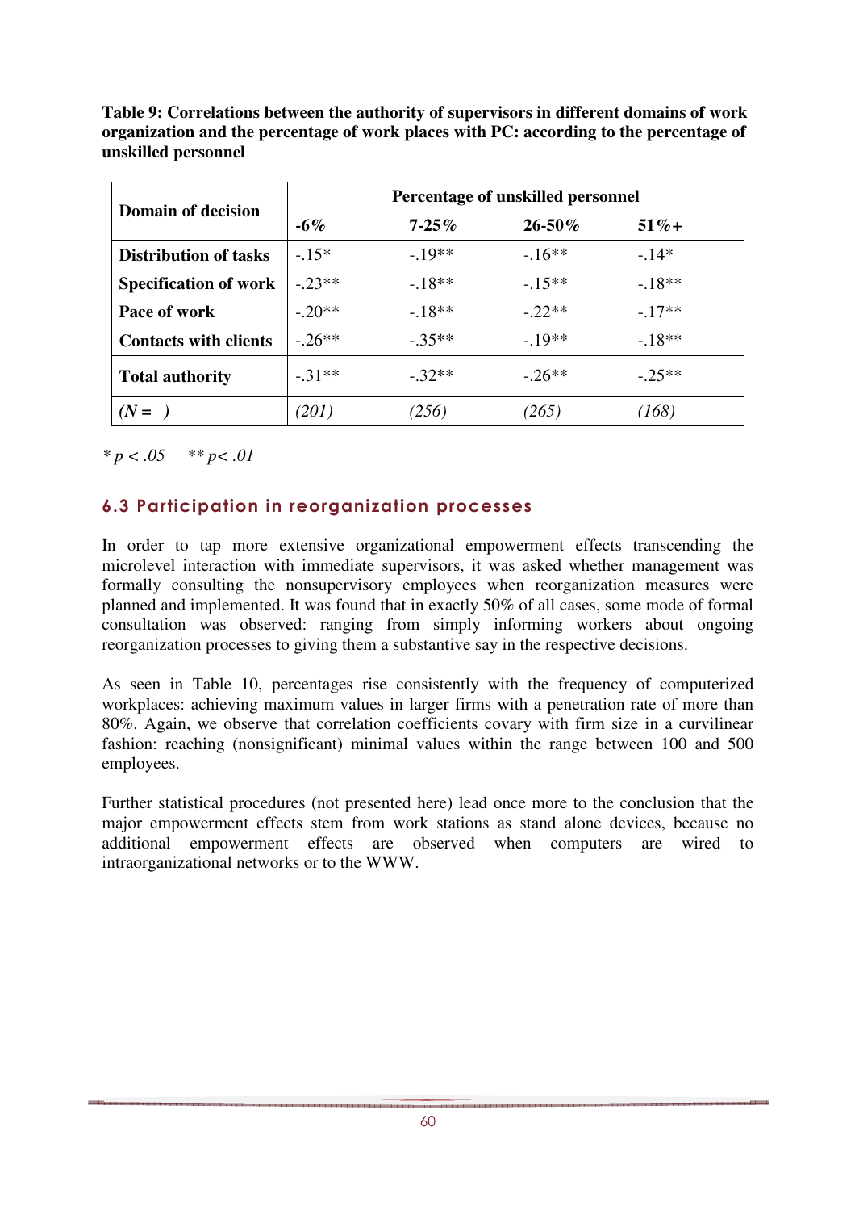**Table 9: Correlations between the authority of supervisors in different domains of work organization and the percentage of work places with PC: according to the percentage of unskilled personnel**

| Domain of decision | Percentage of unskilled personnel | | | |
|---|---|---|---|---|
| | -6% | 7-25% | 26-50% | 51%+ |
| **Distribution of tasks** | -.15* | -.19** | -.16** | -.14* |
| **Specification of work** | -.23** | -.18** | -.15** | -.18** |
| **Pace of work** | -.20** | -.18** | -.22** | -.17** |
| **Contacts with clients** | -.26** | -.35** | -.19** | -.18** |
| **Total authority** | -.31** | -.32** | -.26** | -.25** |
| ***(N = )*** | *(201)* | *(256)* | *(265)* | *(168)* |

*\* p < .05     \*\* p< .01*

## 6.3 Participation in reorganization processes

In order to tap more extensive organizational empowerment effects transcending the microlevel interaction with immediate supervisors, it was asked whether management was formally consulting the nonsupervisory employees when reorganization measures were planned and implemented. It was found that in exactly 50% of all cases, some mode of formal consultation was observed: ranging from simply informing workers about ongoing reorganization processes to giving them a substantive say in the respective decisions.

As seen in Table 10, percentages rise consistently with the frequency of computerized workplaces: achieving maximum values in larger firms with a penetration rate of more than 80%. Again, we observe that correlation coefficients covary with firm size in a curvilinear fashion: reaching (nonsignificant) minimal values within the range between 100 and 500 employees.

Further statistical procedures (not presented here) lead once more to the conclusion that the major empowerment effects stem from work stations as stand alone devices, because no additional empowerment effects are observed when computers are wired to intraorganizational networks or to the WWW.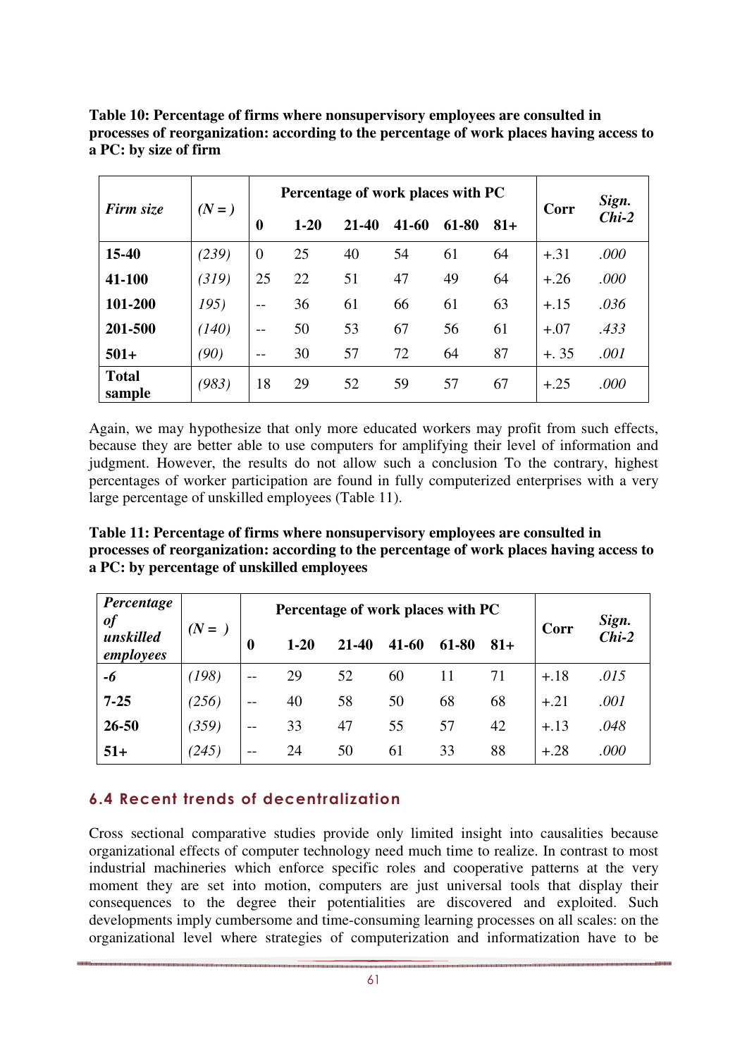**Table 10: Percentage of firms where nonsupervisory employees are consulted in processes of reorganization: according to the percentage of work places having access to a PC: by size of firm**

| *Firm size* | *(N = )* | Percentage of work places with PC | | | | | | Corr | *Sign. Chi-2* |
|---|---|---|---|---|---|---|---|---|---|
| | | **0** | **1-20** | **21-40** | **41-60** | **61-80** | **81+** | | |
| **15-40** | *(239)* | 0 | 25 | 40 | 54 | 61 | 64 | +.31 | *.000* |
| **41-100** | *(319)* | 25 | 22 | 51 | 47 | 49 | 64 | +.26 | *.000* |
| **101-200** | *195)* | -- | 36 | 61 | 66 | 61 | 63 | +.15 | *.036* |
| **201-500** | *(140)* | -- | 50 | 53 | 67 | 56 | 61 | +.07 | *.433* |
| **501+** | *(90)* | -- | 30 | 57 | 72 | 64 | 87 | +. 35 | *.001* |
| **Total sample** | *(983)* | 18 | 29 | 52 | 59 | 57 | 67 | +.25 | *.000* |

Again, we may hypothesize that only more educated workers may profit from such effects, because they are better able to use computers for amplifying their level of information and judgment. However, the results do not allow such a conclusion To the contrary, highest percentages of worker participation are found in fully computerized enterprises with a very large percentage of unskilled employees (Table 11).

**Table 11: Percentage of firms where nonsupervisory employees are consulted in processes of reorganization: according to the percentage of work places having access to a PC: by percentage of unskilled employees**

| *Percentage of unskilled employees* | *(N = )* | Percentage of work places with PC | | | | | | Corr | *Sign. Chi-2* |
|---|---|---|---|---|---|---|---|---|---|
| | | **0** | **1-20** | **21-40** | **41-60** | **61-80** | **81+** | | |
| ***-6*** | *(198)* | -- | 29 | 52 | 60 | 11 | 71 | +.18 | *.015* |
| **7-25** | *(256)* | -- | 40 | 58 | 50 | 68 | 68 | +.21 | *.001* |
| **26-50** | *(359)* | -- | 33 | 47 | 55 | 57 | 42 | +.13 | *.048* |
| **51+** | *(245)* | -- | 24 | 50 | 61 | 33 | 88 | +.28 | *.000* |

## 6.4 Recent trends of decentralization

Cross sectional comparative studies provide only limited insight into causalities because organizational effects of computer technology need much time to realize. In contrast to most industrial machineries which enforce specific roles and cooperative patterns at the very moment they are set into motion, computers are just universal tools that display their consequences to the degree their potentialities are discovered and exploited. Such developments imply cumbersome and time-consuming learning processes on all scales: on the organizational level where strategies of computerization and informatization have to be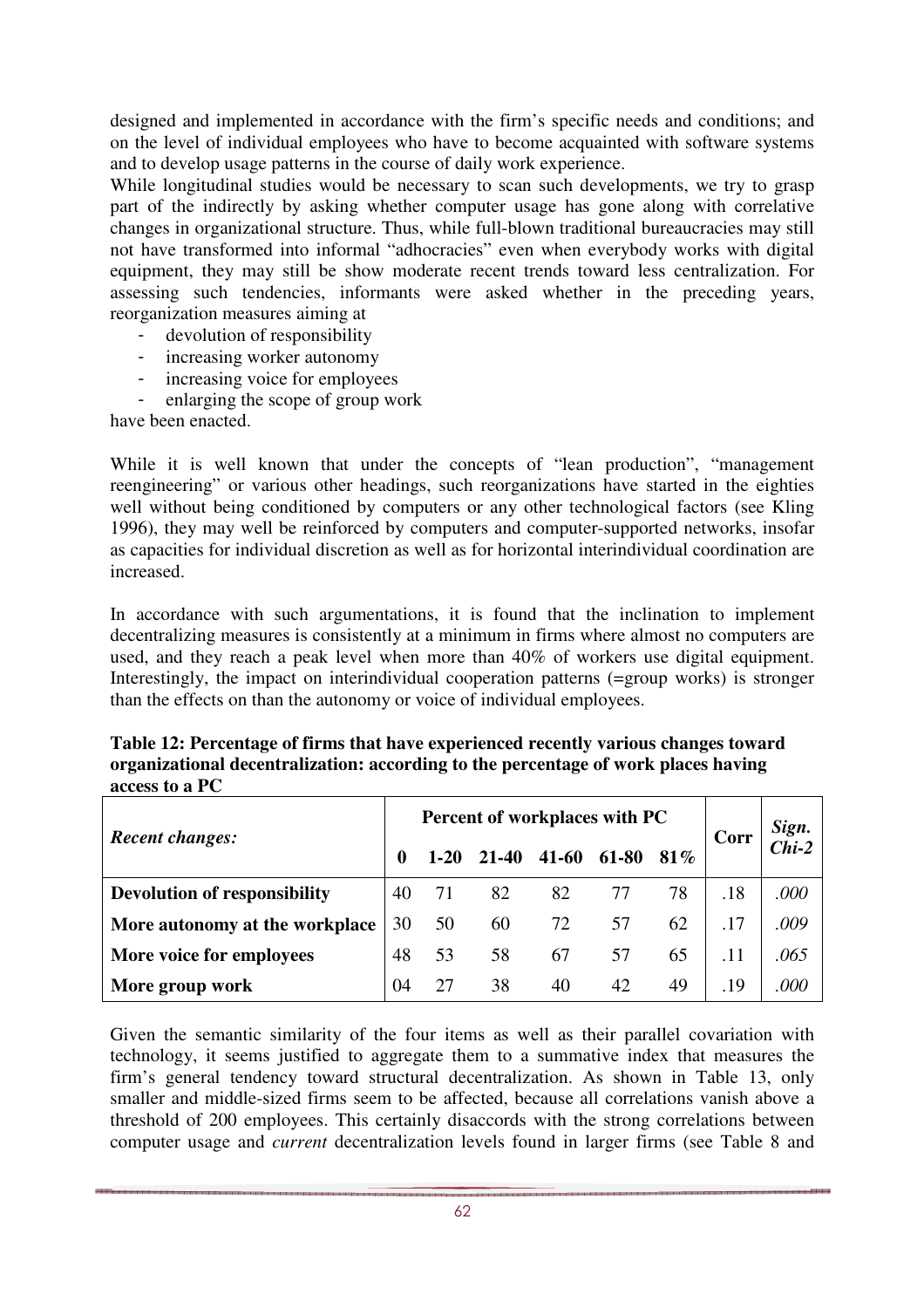designed and implemented in accordance with the firm's specific needs and conditions; and on the level of individual employees who have to become acquainted with software systems and to develop usage patterns in the course of daily work experience.
While longitudinal studies would be necessary to scan such developments, we try to grasp part of the indirectly by asking whether computer usage has gone along with correlative changes in organizational structure. Thus, while full-blown traditional bureaucracies may still not have transformed into informal "adhocracies" even when everybody works with digital equipment, they may still be show moderate recent trends toward less centralization. For assessing such tendencies, informants were asked whether in the preceding years, reorganization measures aiming at

- devolution of responsibility
- increasing worker autonomy
- increasing voice for employees
- enlarging the scope of group work

have been enacted.

While it is well known that under the concepts of "lean production", "management reengineering" or various other headings, such reorganizations have started in the eighties well without being conditioned by computers or any other technological factors (see Kling 1996), they may well be reinforced by computers and computer-supported networks, insofar as capacities for individual discretion as well as for horizontal interindividual coordination are increased.

In accordance with such argumentations, it is found that the inclination to implement decentralizing measures is consistently at a minimum in firms where almost no computers are used, and they reach a peak level when more than 40% of workers use digital equipment. Interestingly, the impact on interindividual cooperation patterns (=group works) is stronger than the effects on than the autonomy or voice of individual employees.

**Table 12: Percentage of firms that have experienced recently various changes toward organizational decentralization: according to the percentage of work places having access to a PC**

| *Recent changes:* | **Percent of workplaces with PC** | | | | | | **Corr** | ***Sign. Chi-2*** |
|---|---|---|---|---|---|---|---|---|
| | **0** | **1-20** | **21-40** | **41-60** | **61-80** | **81%** | | |
| **Devolution of responsibility** | 40 | 71 | 82 | 82 | 77 | 78 | .18 | *.000* |
| **More autonomy at the workplace** | 30 | 50 | 60 | 72 | 57 | 62 | .17 | *.009* |
| **More voice for employees** | 48 | 53 | 58 | 67 | 57 | 65 | .11 | *.065* |
| **More group work** | 04 | 27 | 38 | 40 | 42 | 49 | .19 | *.000* |

Given the semantic similarity of the four items as well as their parallel covariation with technology, it seems justified to aggregate them to a summative index that measures the firm's general tendency toward structural decentralization. As shown in Table 13, only smaller and middle-sized firms seem to be affected, because all correlations vanish above a threshold of 200 employees. This certainly disaccords with the strong correlations between computer usage and *current* decentralization levels found in larger firms (see Table 8 and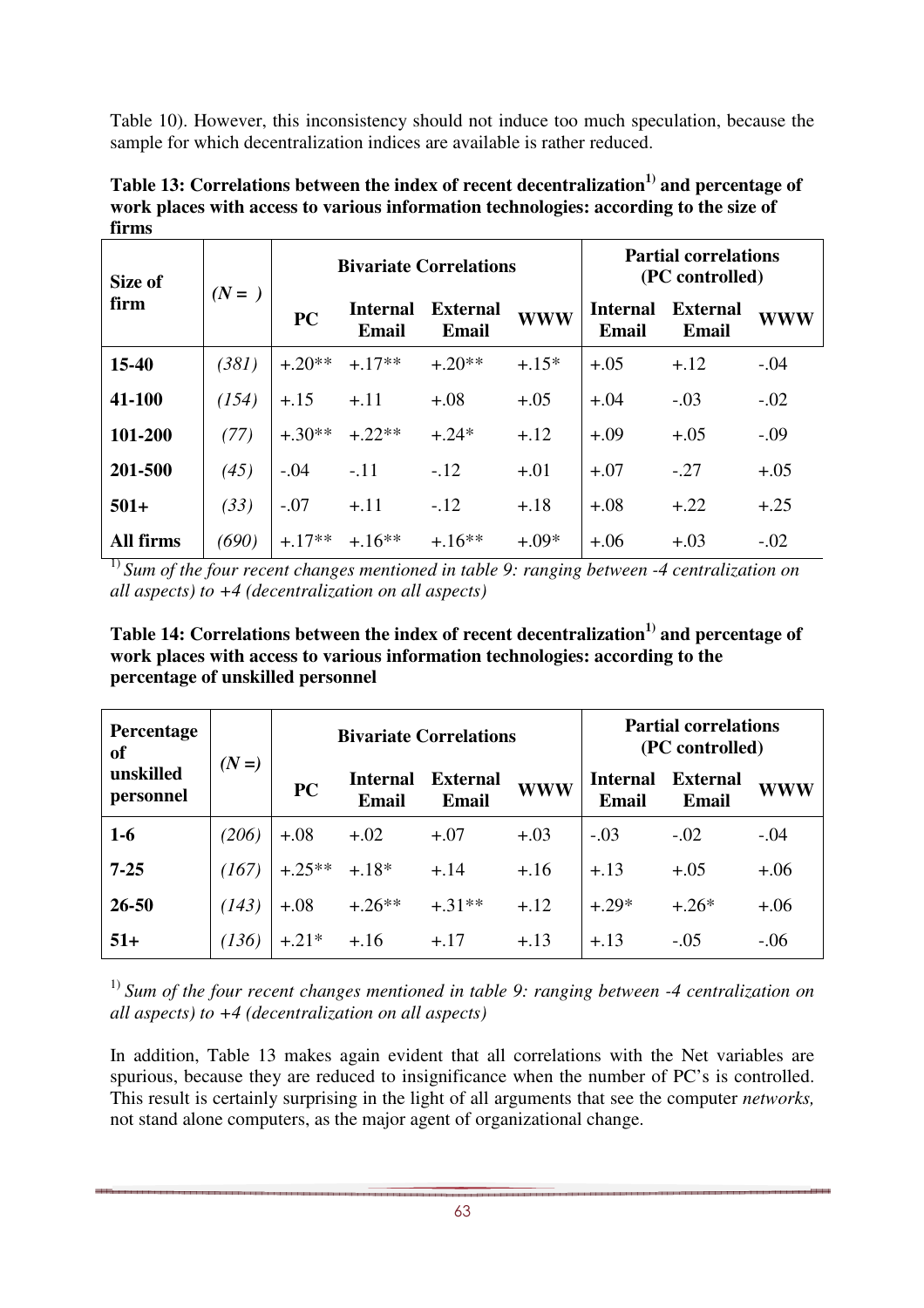Table 10). However, this inconsistency should not induce too much speculation, because the sample for which decentralization indices are available is rather reduced.

**Table 13: Correlations between the index of recent decentralization[1)] and percentage of work places with access to various information technologies: according to the size of firms**

| Size of firm | (N = ) | Bivariate Correlations | | | | Partial correlations (PC controlled) | | |
|---|---|---|---|---|---|---|---|---|
| | | PC | Internal Email | External Email | WWW | Internal Email | External Email | WWW |
| **15-40** | *(381)* | +.20** | +.17** | +.20** | +.15* | +.05 | +.12 | -.04 |
| **41-100** | *(154)* | +.15 | +.11 | +.08 | +.05 | +.04 | -.03 | -.02 |
| **101-200** | *(77)* | +.30** | +.22** | +.24* | +.12 | +.09 | +.05 | -.09 |
| **201-500** | *(45)* | -.04 | -.11 | -.12 | +.01 | +.07 | -.27 | +.05 |
| **501+** | *(33)* | -.07 | +.11 | -.12 | +.18 | +.08 | +.22 | +.25 |
| **All firms** | *(690)* | +.17** | +.16** | +.16** | +.09* | +.06 | +.03 | -.02 |

[1)] *Sum of the four recent changes mentioned in table 9: ranging between -4 centralization on all aspects) to +4 (decentralization on all aspects)*

**Table 14: Correlations between the index of recent decentralization[1)] and percentage of work places with access to various information technologies: according to the percentage of unskilled personnel**

| Percentage of unskilled personnel | (N =) | Bivariate Correlations | | | | Partial correlations (PC controlled) | | |
|---|---|---|---|---|---|---|---|---|
| | | PC | Internal Email | External Email | WWW | Internal Email | External Email | WWW |
| **1-6** | *(206)* | +.08 | +.02 | +.07 | +.03 | -.03 | -.02 | -.04 |
| **7-25** | *(167)* | +.25** | +.18* | +.14 | +.16 | +.13 | +.05 | +.06 |
| **26-50** | *(143)* | +.08 | +.26** | +.31** | +.12 | +.29* | +.26* | +.06 |
| **51+** | *(136)* | +.21* | +.16 | +.17 | +.13 | +.13 | -.05 | -.06 |

[1)] *Sum of the four recent changes mentioned in table 9: ranging between -4 centralization on all aspects) to +4 (decentralization on all aspects)*

In addition, Table 13 makes again evident that all correlations with the Net variables are spurious, because they are reduced to insignificance when the number of PC's is controlled. This result is certainly surprising in the light of all arguments that see the computer *networks,* not stand alone computers, as the major agent of organizational change.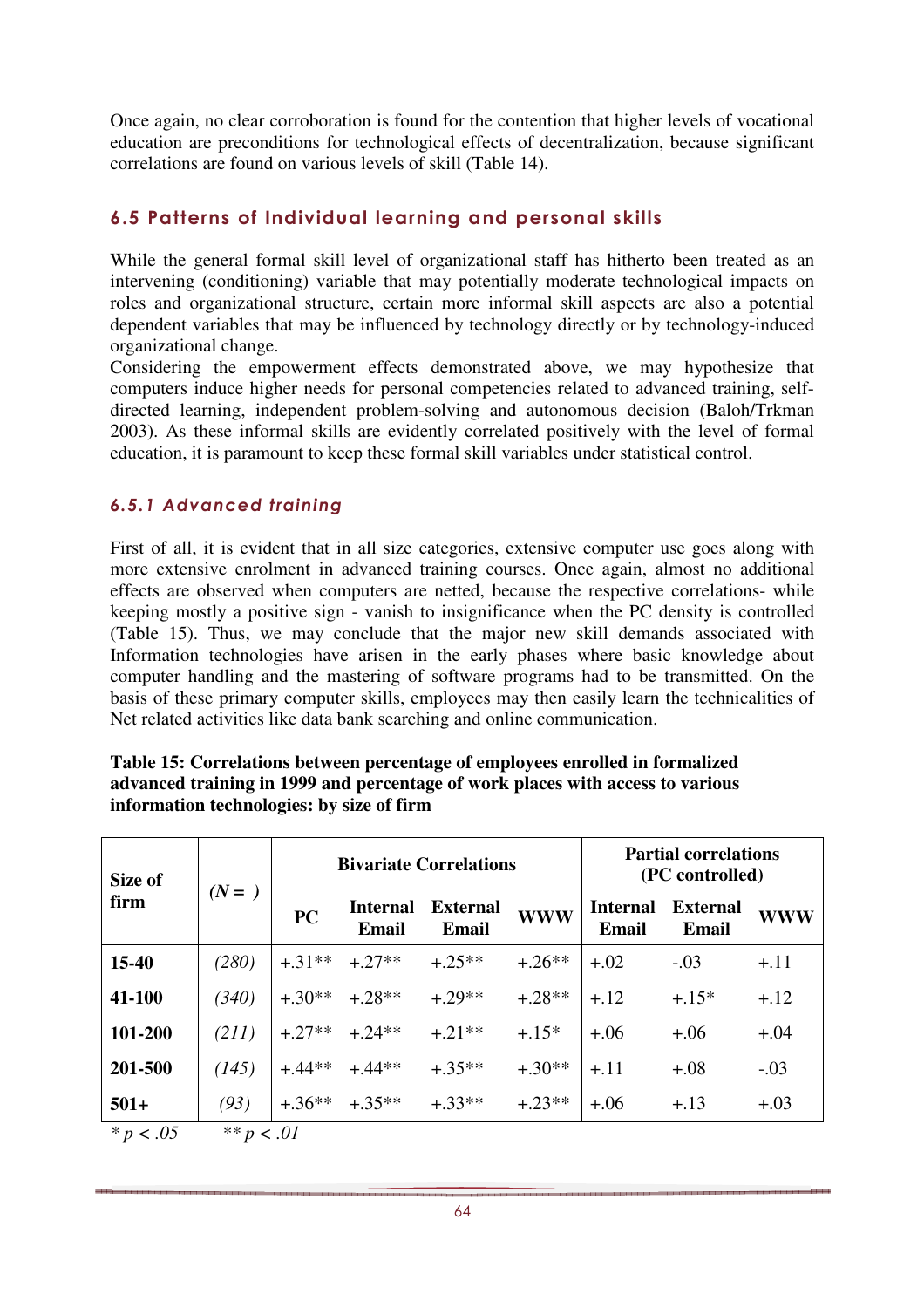Once again, no clear corroboration is found for the contention that higher levels of vocational education are preconditions for technological effects of decentralization, because significant correlations are found on various levels of skill (Table 14).

## 6.5 Patterns of Individual learning and personal skills

While the general formal skill level of organizational staff has hitherto been treated as an intervening (conditioning) variable that may potentially moderate technological impacts on roles and organizational structure, certain more informal skill aspects are also a potential dependent variables that may be influenced by technology directly or by technology-induced organizational change.
Considering the empowerment effects demonstrated above, we may hypothesize that computers induce higher needs for personal competencies related to advanced training, self-directed learning, independent problem-solving and autonomous decision (Baloh/Trkman 2003). As these informal skills are evidently correlated positively with the level of formal education, it is paramount to keep these formal skill variables under statistical control.

### *6.5.1 Advanced training*

First of all, it is evident that in all size categories, extensive computer use goes along with more extensive enrolment in advanced training courses. Once again, almost no additional effects are observed when computers are netted, because the respective correlations- while keeping mostly a positive sign - vanish to insignificance when the PC density is controlled (Table 15). Thus, we may conclude that the major new skill demands associated with Information technologies have arisen in the early phases where basic knowledge about computer handling and the mastering of software programs had to be transmitted. On the basis of these primary computer skills, employees may then easily learn the technicalities of Net related activities like data bank searching and online communication.

**Table 15: Correlations between percentage of employees enrolled in formalized advanced training in 1999 and percentage of work places with access to various information technologies: by size of firm**

| Size of firm | (N = ) | Bivariate Correlations | | | | Partial correlations (PC controlled) | | |
|---|---|---|---|---|---|---|---|---|
| | | PC | Internal Email | External Email | WWW | Internal Email | External Email | WWW |
| **15-40** | *(280)* | +.31** | +.27** | +.25** | +.26** | +.02 | -.03 | +.11 |
| **41-100** | *(340)* | +.30** | +.28** | +.29** | +.28** | +.12 | +.15* | +.12 |
| **101-200** | *(211)* | +.27** | +.24** | +.21** | +.15* | +.06 | +.06 | +.04 |
| **201-500** | *(145)* | +.44** | +.44** | +.35** | +.30** | +.11 | +.08 | -.03 |
| **501+** | *(93)* | +.36** | +.35** | +.33** | +.23** | +.06 | +.13 | +.03 |

\* $p < .05$ &nbsp;&nbsp;&nbsp; ** $p < .01$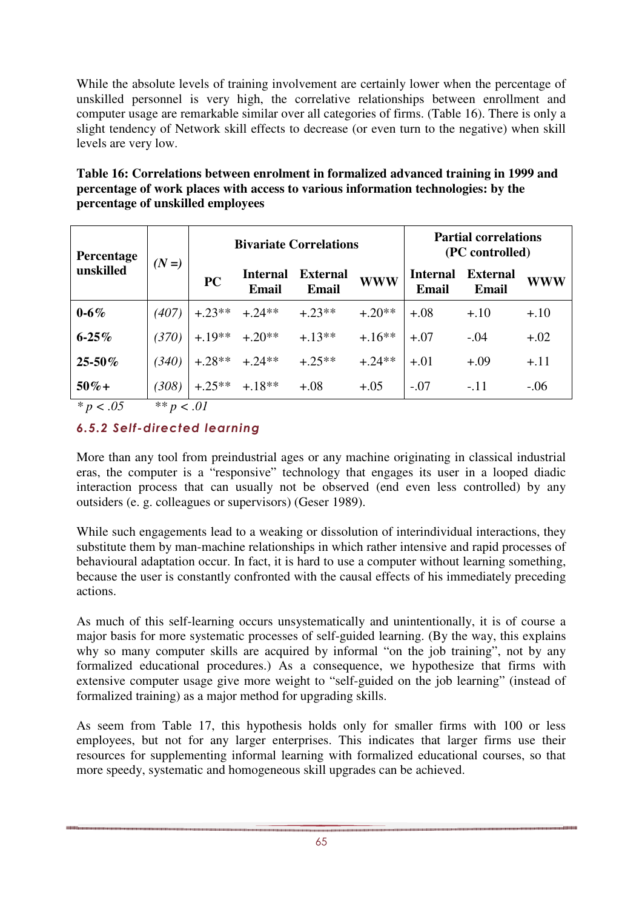While the absolute levels of training involvement are certainly lower when the percentage of unskilled personnel is very high, the correlative relationships between enrollment and computer usage are remarkable similar over all categories of firms. (Table 16). There is only a slight tendency of Network skill effects to decrease (or even turn to the negative) when skill levels are very low.

**Table 16: Correlations between enrolment in formalized advanced training in 1999 and percentage of work places with access to various information technologies: by the percentage of unskilled employees**

| Percentage unskilled | (N =) | Bivariate Correlations | | | | Partial correlations (PC controlled) | | |
|---|---|---|---|---|---|---|---|---|
| | | PC | Internal Email | External Email | WWW | Internal Email | External Email | WWW |
| **0-6%** | *(407)* | +.23** | +.24** | +.23** | +.20** | +.08 | +.10 | +.10 |
| **6-25%** | *(370)* | +.19** | +.20** | +.13** | +.16** | +.07 | -.04 | +.02 |
| **25-50%** | *(340)* | +.28** | +.24** | +.25** | +.24** | +.01 | +.09 | +.11 |
| **50%+** | *(308)* | +.25** | +.18** | +.08 | +.05 | -.07 | -.11 | -.06 |

$* p < .05$ $** p < .01$

### 6.5.2 Self-directed learning

More than any tool from preindustrial ages or any machine originating in classical industrial eras, the computer is a "responsive" technology that engages its user in a looped diadic interaction process that can usually not be observed (end even less controlled) by any outsiders (e. g. colleagues or supervisors) (Geser 1989).

While such engagements lead to a weaking or dissolution of interindividual interactions, they substitute them by man-machine relationships in which rather intensive and rapid processes of behavioural adaptation occur. In fact, it is hard to use a computer without learning something, because the user is constantly confronted with the causal effects of his immediately preceding actions.

As much of this self-learning occurs unsystematically and unintentionally, it is of course a major basis for more systematic processes of self-guided learning. (By the way, this explains why so many computer skills are acquired by informal "on the job training", not by any formalized educational procedures.) As a consequence, we hypothesize that firms with extensive computer usage give more weight to "self-guided on the job learning" (instead of formalized training) as a major method for upgrading skills.

As seem from Table 17, this hypothesis holds only for smaller firms with 100 or less employees, but not for any larger enterprises. This indicates that larger firms use their resources for supplementing informal learning with formalized educational courses, so that more speedy, systematic and homogeneous skill upgrades can be achieved.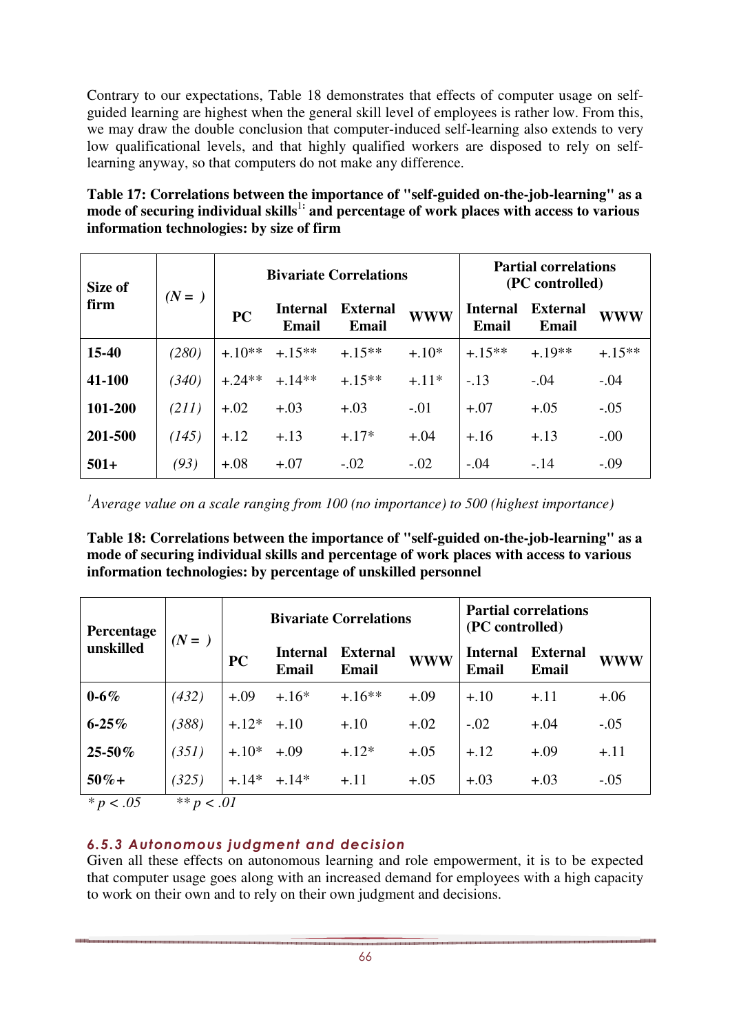Contrary to our expectations, Table 18 demonstrates that effects of computer usage on self-guided learning are highest when the general skill level of employees is rather low. From this, we may draw the double conclusion that computer-induced self-learning also extends to very low qualificational levels, and that highly qualified workers are disposed to rely on self-learning anyway, so that computers do not make any difference.

**Table 17: Correlations between the importance of "self-guided on-the-job-learning" as a mode of securing individual skills[1]: and percentage of work places with access to various information technologies: by size of firm**

| Size of firm | (N = ) | Bivariate Correlations | | | | Partial correlations (PC controlled) | | |
|---|---|---|---|---|---|---|---|---|
| | | PC | Internal Email | External Email | WWW | Internal Email | External Email | WWW |
| **15-40** | *(280)* | +.10** | +.15** | +.15** | +.10* | +.15** | +.19** | +.15** |
| **41-100** | *(340)* | +.24** | +.14** | +.15** | +.11* | -.13 | -.04 | -.04 |
| **101-200** | *(211)* | +.02 | +.03 | +.03 | -.01 | +.07 | +.05 | -.05 |
| **201-500** | *(145)* | +.12 | +.13 | +.17* | +.04 | +.16 | +.13 | -.00 |
| **501+** | *(93)* | +.08 | +.07 | -.02 | -.02 | -.04 | -.14 | -.09 |

[1]*Average value on a scale ranging from 100 (no importance) to 500 (highest importance)*

**Table 18: Correlations between the importance of "self-guided on-the-job-learning" as a mode of securing individual skills and percentage of work places with access to various information technologies: by percentage of unskilled personnel**

| Percentage unskilled | (N = ) | Bivariate Correlations | | | | Partial correlations (PC controlled) | | |
|---|---|---|---|---|---|---|---|---|
| | | PC | Internal Email | External Email | WWW | Internal Email | External Email | WWW |
| **0-6%** | *(432)* | +.09 | +.16* | +.16** | +.09 | +.10 | +.11 | +.06 |
| **6-25%** | *(388)* | +.12* | +.10 | +.10 | +.02 | -.02 | +.04 | -.05 |
| **25-50%** | *(351)* | +.10* | +.09 | +.12* | +.05 | +.12 | +.09 | +.11 |
| **50%+** | *(325)* | +.14* | +.14* | +.11 | +.05 | +.03 | +.03 | -.05 |

*\* $p < .05$ \*\* $p < .01$*

### 6.5.3 Autonomous judgment and decision

Given all these effects on autonomous learning and role empowerment, it is to be expected that computer usage goes along with an increased demand for employees with a high capacity to work on their own and to rely on their own judgment and decisions.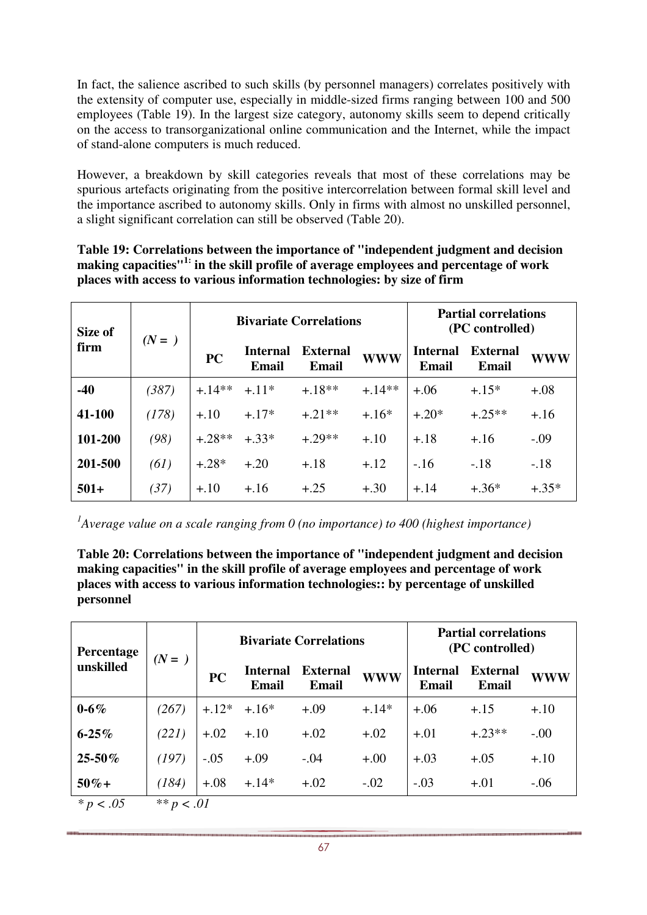In fact, the salience ascribed to such skills (by personnel managers) correlates positively with the extensity of computer use, especially in middle-sized firms ranging between 100 and 500 employees (Table 19). In the largest size category, autonomy skills seem to depend critically on the access to transorganizational online communication and the Internet, while the impact of stand-alone computers is much reduced.

However, a breakdown by skill categories reveals that most of these correlations may be spurious artefacts originating from the positive intercorrelation between formal skill level and the importance ascribed to autonomy skills. Only in firms with almost no unskilled personnel, a slight significant correlation can still be observed (Table 20).

**Table 19: Correlations between the importance of "independent judgment and decision making capacities"[1:] in the skill profile of average employees and percentage of work places with access to various information technologies: by size of firm**

| Size of firm | (N = ) | Bivariate Correlations | | | | Partial correlations (PC controlled) | | |
|---|---|---|---|---|---|---|---|---|
| | | PC | Internal Email | External Email | WWW | Internal Email | External Email | WWW |
| **-40** | *(387)* | +.14** | +.11* | +.18** | +.14** | +.06 | +.15* | +.08 |
| **41-100** | *(178)* | +.10 | +.17* | +.21** | +.16* | +.20* | +.25** | +.16 |
| **101-200** | *(98)* | +.28** | +.33* | +.29** | +.10 | +.18 | +.16 | -.09 |
| **201-500** | *(61)* | +.28* | +.20 | +.18 | +.12 | -.16 | -.18 | -.18 |
| **501+** | *(37)* | +.10 | +.16 | +.25 | +.30 | +.14 | +.36* | +.35* |

*[1]Average value on a scale ranging from 0 (no importance) to 400 (highest importance)*

**Table 20: Correlations between the importance of "independent judgment and decision making capacities" in the skill profile of average employees and percentage of work places with access to various information technologies:: by percentage of unskilled personnel**

| Percentage unskilled | (N = ) | Bivariate Correlations | | | | Partial correlations (PC controlled) | | |
|---|---|---|---|---|---|---|---|---|
| | | PC | Internal Email | External Email | WWW | Internal Email | External Email | WWW |
| **0-6%** | *(267)* | +.12* | +.16* | +.09 | +.14* | +.06 | +.15 | +.10 |
| **6-25%** | *(221)* | +.02 | +.10 | +.02 | +.02 | +.01 | +.23** | -.00 |
| **25-50%** | *(197)* | -.05 | +.09 | -.04 | +.00 | +.03 | +.05 | +.10 |
| **50%+** | *(184)* | +.08 | +.14* | +.02 | -.02 | -.03 | +.01 | -.06 |

* $p < .05$ ** $p < .01$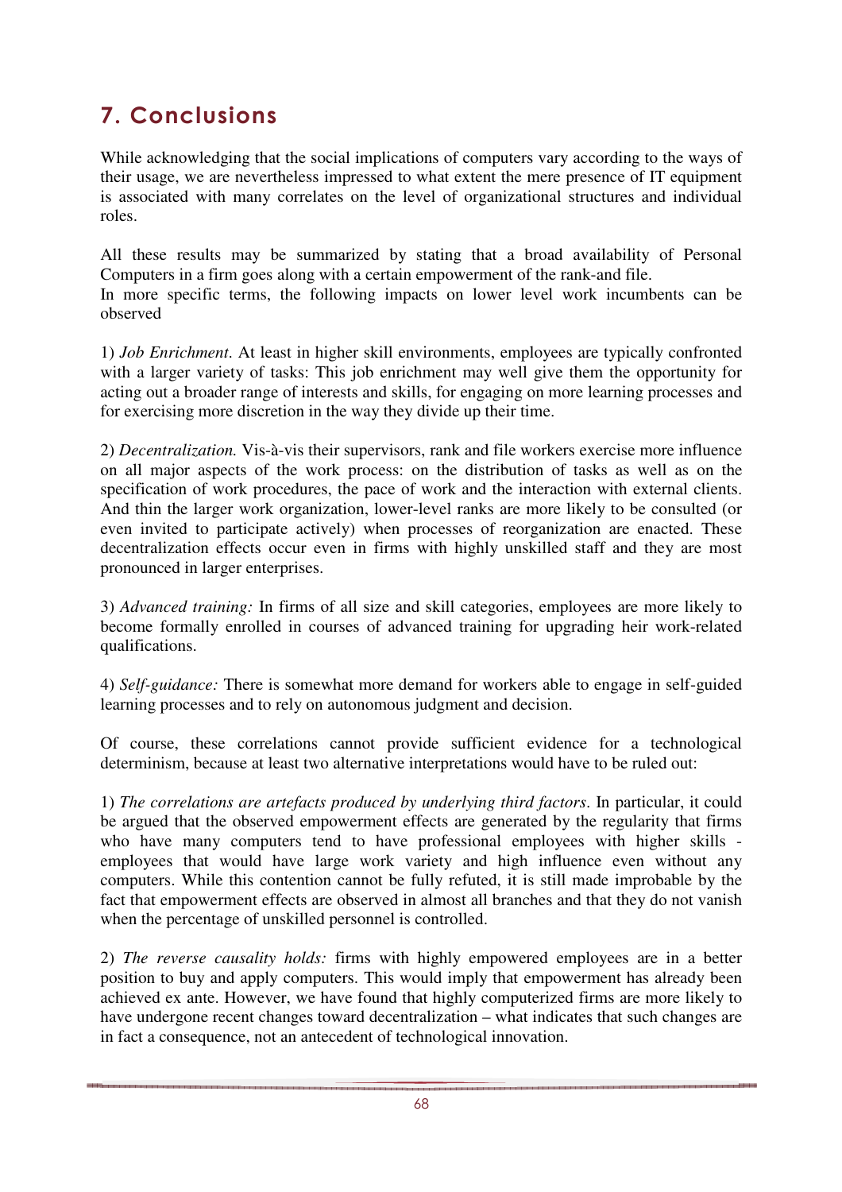## 7. Conclusions

While acknowledging that the social implications of computers vary according to the ways of their usage, we are nevertheless impressed to what extent the mere presence of IT equipment is associated with many correlates on the level of organizational structures and individual roles.

All these results may be summarized by stating that a broad availability of Personal Computers in a firm goes along with a certain empowerment of the rank-and file.
In more specific terms, the following impacts on lower level work incumbents can be observed

1) *Job Enrichment*. At least in higher skill environments, employees are typically confronted with a larger variety of tasks: This job enrichment may well give them the opportunity for acting out a broader range of interests and skills, for engaging on more learning processes and for exercising more discretion in the way they divide up their time.

2) *Decentralization.* Vis-à-vis their supervisors, rank and file workers exercise more influence on all major aspects of the work process: on the distribution of tasks as well as on the specification of work procedures, the pace of work and the interaction with external clients. And thin the larger work organization, lower-level ranks are more likely to be consulted (or even invited to participate actively) when processes of reorganization are enacted. These decentralization effects occur even in firms with highly unskilled staff and they are most pronounced in larger enterprises.

3) *Advanced training:* In firms of all size and skill categories, employees are more likely to become formally enrolled in courses of advanced training for upgrading heir work-related qualifications.

4) *Self-guidance:* There is somewhat more demand for workers able to engage in self-guided learning processes and to rely on autonomous judgment and decision.

Of course, these correlations cannot provide sufficient evidence for a technological determinism, because at least two alternative interpretations would have to be ruled out:

1) *The correlations are artefacts produced by underlying third factors*. In particular, it could be argued that the observed empowerment effects are generated by the regularity that firms who have many computers tend to have professional employees with higher skills - employees that would have large work variety and high influence even without any computers. While this contention cannot be fully refuted, it is still made improbable by the fact that empowerment effects are observed in almost all branches and that they do not vanish when the percentage of unskilled personnel is controlled.

2) *The reverse causality holds:* firms with highly empowered employees are in a better position to buy and apply computers. This would imply that empowerment has already been achieved ex ante. However, we have found that highly computerized firms are more likely to have undergone recent changes toward decentralization – what indicates that such changes are in fact a consequence, not an antecedent of technological innovation.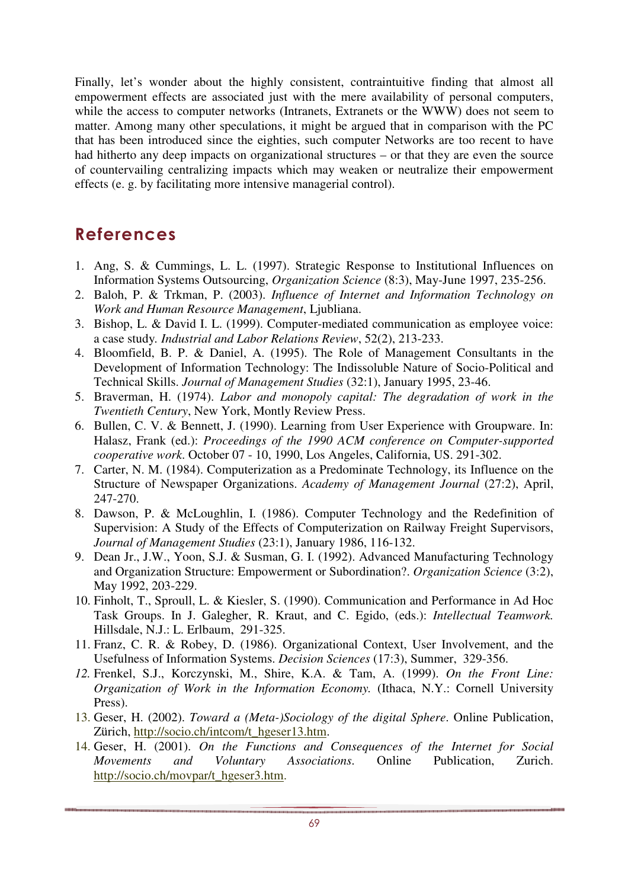Finally, let's wonder about the highly consistent, contraintuitive finding that almost all empowerment effects are associated just with the mere availability of personal computers, while the access to computer networks (Intranets, Extranets or the WWW) does not seem to matter. Among many other speculations, it might be argued that in comparison with the PC that has been introduced since the eighties, such computer Networks are too recent to have had hitherto any deep impacts on organizational structures – or that they are even the source of countervailing centralizing impacts which may weaken or neutralize their empowerment effects (e. g. by facilitating more intensive managerial control).

## References

1. Ang, S. & Cummings, L. L. (1997). Strategic Response to Institutional Influences on Information Systems Outsourcing, *Organization Science* (8:3), May-June 1997, 235-256.
2. Baloh, P. & Trkman, P. (2003). *Influence of Internet and Information Technology on Work and Human Resource Management*, Ljubliana.
3. Bishop, L. & David I. L. (1999). Computer-mediated communication as employee voice: a case study. *Industrial and Labor Relations Review*, 52(2), 213-233.
4. Bloomfield, B. P. & Daniel, A. (1995). The Role of Management Consultants in the Development of Information Technology: The Indissoluble Nature of Socio-Political and Technical Skills. *Journal of Management Studies* (32:1), January 1995, 23-46.
5. Braverman, H. (1974). *Labor and monopoly capital: The degradation of work in the Twentieth Century*, New York, Montly Review Press.
6. Bullen, C. V. & Bennett, J. (1990). Learning from User Experience with Groupware. In: Halasz, Frank (ed.): *Proceedings of the 1990 ACM conference on Computer-supported cooperative work*. October 07 - 10, 1990, Los Angeles, California, US. 291-302.
7. Carter, N. M. (1984). Computerization as a Predominate Technology, its Influence on the Structure of Newspaper Organizations. *Academy of Management Journal* (27:2), April, 247-270.
8. Dawson, P. & McLoughlin, I. (1986). Computer Technology and the Redefinition of Supervision: A Study of the Effects of Computerization on Railway Freight Supervisors, *Journal of Management Studies* (23:1), January 1986, 116-132.
9. Dean Jr., J.W., Yoon, S.J. & Susman, G. I. (1992). Advanced Manufacturing Technology and Organization Structure: Empowerment or Subordination?. *Organization Science* (3:2), May 1992, 203-229.
10. Finholt, T., Sproull, L. & Kiesler, S. (1990). Communication and Performance in Ad Hoc Task Groups. In J. Galegher, R. Kraut, and C. Egido, (eds.): *Intellectual Teamwork.* Hillsdale, N.J.: L. Erlbaum, 291-325.
11. Franz, C. R. & Robey, D. (1986). Organizational Context, User Involvement, and the Usefulness of Information Systems. *Decision Sciences* (17:3), Summer, 329-356.
12. Frenkel, S.J., Korczynski, M., Shire, K.A. & Tam, A. (1999). *On the Front Line: Organization of Work in the Information Economy.* (Ithaca, N.Y.: Cornell University Press).
13. Geser, H. (2002). *Toward a (Meta-)Sociology of the digital Sphere*. Online Publication, Zürich, http://socio.ch/intcom/t_hgeser13.htm.
14. Geser, H. (2001). *On the Functions and Consequences of the Internet for Social Movements and Voluntary Associations*. Online Publication, Zurich. http://socio.ch/movpar/t_hgeser3.htm.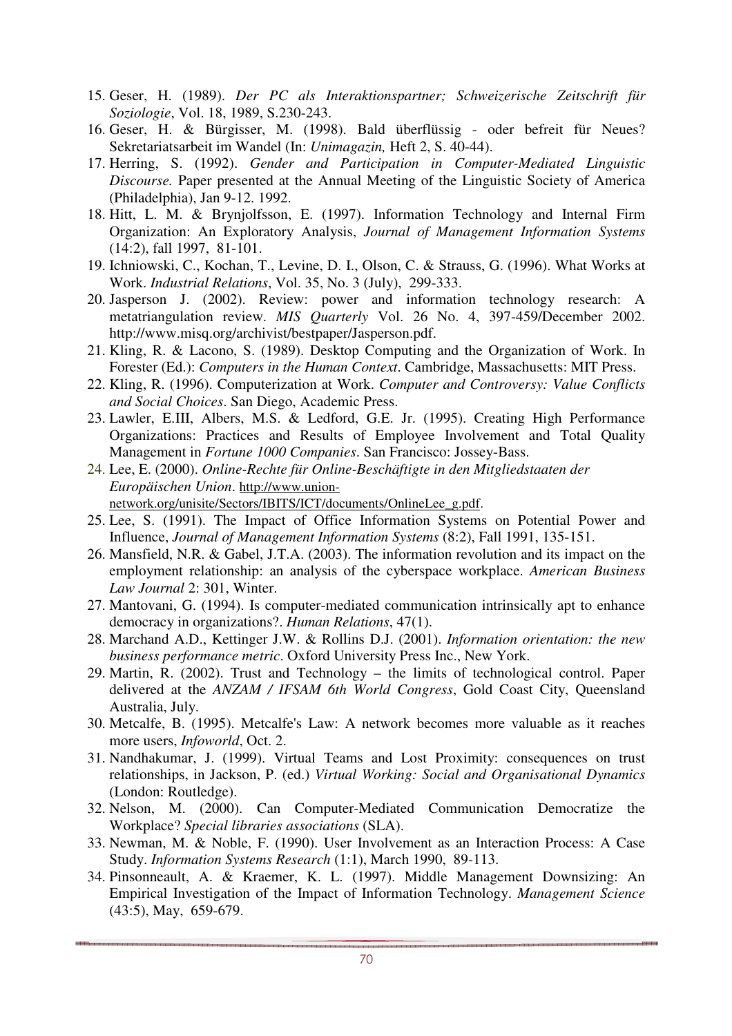15. Geser, H. (1989). *Der PC als Interaktionspartner; Schweizerische Zeitschrift für Soziologie*, Vol. 18, 1989, S.230-243.
16. Geser, H. & Bürgisser, M. (1998). Bald überflüssig - oder befreit für Neues? Sekretariatsarbeit im Wandel (In: *Unimagazin,* Heft 2, S. 40-44).
17. Herring, S. (1992). *Gender and Participation in Computer-Mediated Linguistic Discourse.* Paper presented at the Annual Meeting of the Linguistic Society of America (Philadelphia), Jan 9-12. 1992.
18. Hitt, L. M. & Brynjolfsson, E. (1997). Information Technology and Internal Firm Organization: An Exploratory Analysis, *Journal of Management Information Systems* (14:2), fall 1997, 81-101.
19. Ichniowski, C., Kochan, T., Levine, D. I., Olson, C. & Strauss, G. (1996). What Works at Work. *Industrial Relations*, Vol. 35, No. 3 (July), 299-333.
20. Jasperson J. (2002). Review: power and information technology research: A metatriangulation review. *MIS Quarterly* Vol. 26 No. 4, 397-459/December 2002. http://www.misq.org/archivist/bestpaper/Jasperson.pdf.
21. Kling, R. & Lacono, S. (1989). Desktop Computing and the Organization of Work. In Forester (Ed.): *Computers in the Human Context*. Cambridge, Massachusetts: MIT Press.
22. Kling, R. (1996). Computerization at Work. *Computer and Controversy: Value Conflicts and Social Choices*. San Diego, Academic Press.
23. Lawler, E.III, Albers, M.S. & Ledford, G.E. Jr. (1995). Creating High Performance Organizations: Practices and Results of Employee Involvement and Total Quality Management in *Fortune 1000 Companies*. San Francisco: Jossey-Bass.
24. Lee, E. (2000). *Online-Rechte für Online-Beschäftigte in den Mitgliedstaaten der Europäischen Union*. http://www.union-network.org/unisite/Sectors/IBITS/ICT/documents/OnlineLee_g.pdf.
25. Lee, S. (1991). The Impact of Office Information Systems on Potential Power and Influence, *Journal of Management Information Systems* (8:2), Fall 1991, 135-151.
26. Mansfield, N.R. & Gabel, J.T.A. (2003). The information revolution and its impact on the employment relationship: an analysis of the cyberspace workplace. *American Business Law Journal* 2: 301, Winter.
27. Mantovani, G. (1994). Is computer-mediated communication intrinsically apt to enhance democracy in organizations?. *Human Relations*, 47(1).
28. Marchand A.D., Kettinger J.W. & Rollins D.J. (2001). *Information orientation: the new business performance metric*. Oxford University Press Inc., New York.
29. Martin, R. (2002). Trust and Technology – the limits of technological control. Paper delivered at the *ANZAM / IFSAM 6th World Congress*, Gold Coast City, Queensland Australia, July.
30. Metcalfe, B. (1995). Metcalfe's Law: A network becomes more valuable as it reaches more users, *Infoworld*, Oct. 2.
31. Nandhakumar, J. (1999). Virtual Teams and Lost Proximity: consequences on trust relationships, in Jackson, P. (ed.) *Virtual Working: Social and Organisational Dynamics* (London: Routledge).
32. Nelson, M. (2000). Can Computer-Mediated Communication Democratize the Workplace? *Special libraries associations* (SLA).
33. Newman, M. & Noble, F. (1990). User Involvement as an Interaction Process: A Case Study. *Information Systems Research* (1:1), March 1990, 89-113.
34. Pinsonneault, A. & Kraemer, K. L. (1997). Middle Management Downsizing: An Empirical Investigation of the Impact of Information Technology. *Management Science* (43:5), May, 659-679.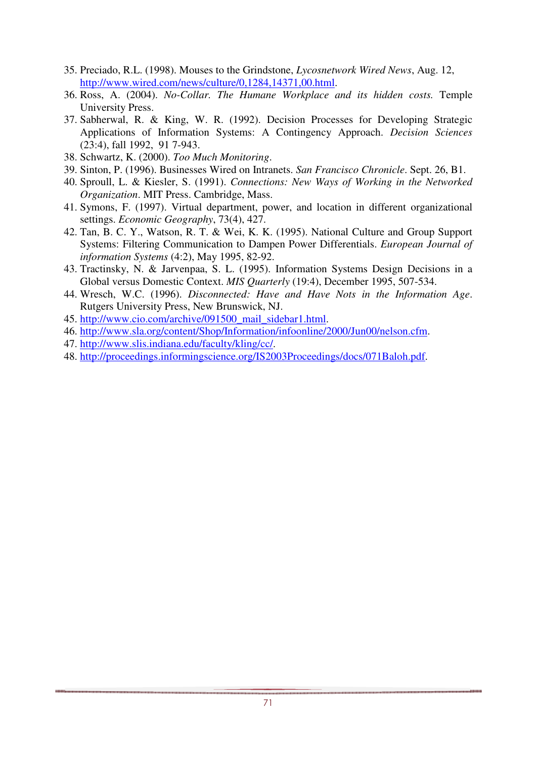35. Preciado, R.L. (1998). Mouses to the Grindstone, *Lycosnetwork Wired News*, Aug. 12, http://www.wired.com/news/culture/0,1284,14371,00.html.
36. Ross, A. (2004). *No-Collar. The Humane Workplace and its hidden costs.* Temple University Press.
37. Sabherwal, R. & King, W. R. (1992). Decision Processes for Developing Strategic Applications of Information Systems: A Contingency Approach. *Decision Sciences* (23:4), fall 1992, 91 7-943.
38. Schwartz, K. (2000). *Too Much Monitoring*.
39. Sinton, P. (1996). Businesses Wired on Intranets. *San Francisco Chronicle*. Sept. 26, B1.
40. Sproull, L. & Kiesler, S. (1991). *Connections: New Ways of Working in the Networked Organization*. MIT Press. Cambridge, Mass.
41. Symons, F. (1997). Virtual department, power, and location in different organizational settings. *Economic Geography*, 73(4), 427.
42. Tan, B. C. Y., Watson, R. T. & Wei, K. K. (1995). National Culture and Group Support Systems: Filtering Communication to Dampen Power Differentials. *European Journal of information Systems* (4:2), May 1995, 82-92.
43. Tractinsky, N. & Jarvenpaa, S. L. (1995). Information Systems Design Decisions in a Global versus Domestic Context. *MIS Quarterly* (19:4), December 1995, 507-534.
44. Wresch, W.C. (1996). *Disconnected: Have and Have Nots in the Information Age*. Rutgers University Press, New Brunswick, NJ.
45. http://www.cio.com/archive/091500_mail_sidebar1.html.
46. http://www.sla.org/content/Shop/Information/infoonline/2000/Jun00/nelson.cfm.
47. http://www.slis.indiana.edu/faculty/kling/cc/.
48. http://proceedings.informingscience.org/IS2003Proceedings/docs/071Baloh.pdf.